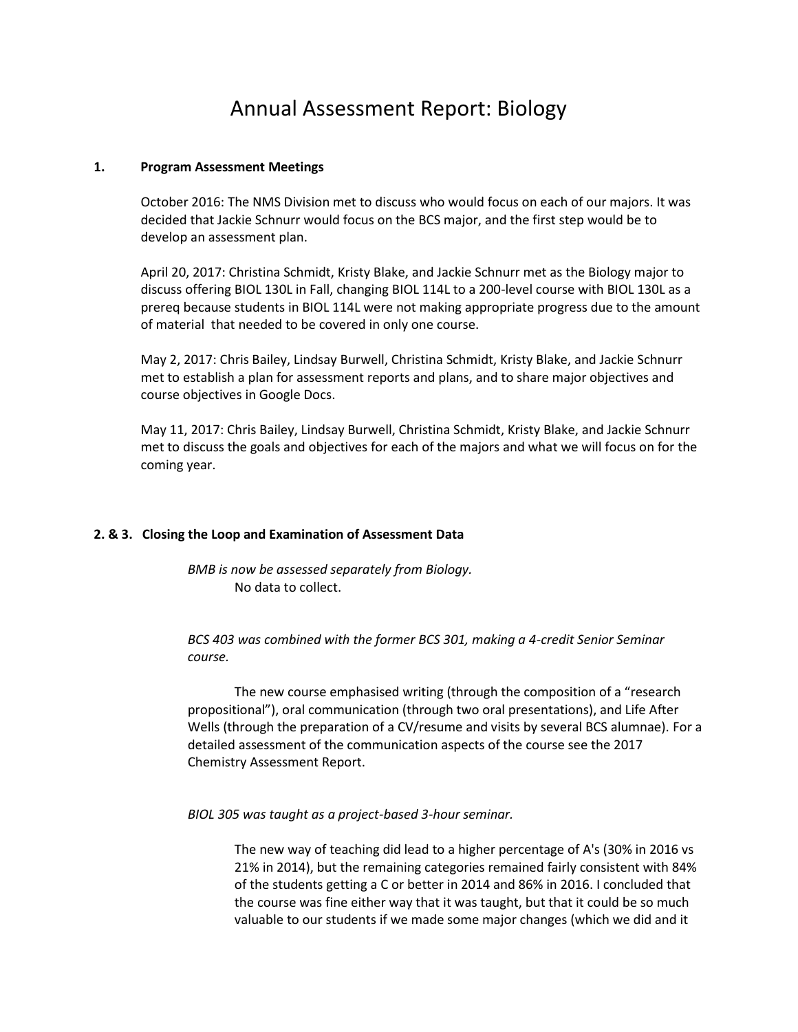# Annual Assessment Report: Biology

## 1. Program Assessment Meetings

October 2016: The NMS Division met to discuss who would focus on each of our majors. It was decided that Jackie Schnurr would focus on the BCS major, and the first step would be to develop an assessment plan.

April 20, 2017: Christina Schmidt, Kristy Blake, and Jackie Schnurr met as the Biology major to discuss offering BIOL 130L in Fall, changing BIOL 114L to a 200-level course with BIOL 130L as a prereq because students in BIOL 114L were not making appropriate progress due to the amount of material that needed to be covered in only one course.

May 2, 2017: Chris Bailey, Lindsay Burwell, Christina Schmidt, Kristy Blake, and Jackie Schnurr met to establish a plan for assessment reports and plans, and to share major objectives and course objectives in Google Docs.

May 11, 2017: Chris Bailey, Lindsay Burwell, Christina Schmidt, Kristy Blake, and Jackie Schnurr met to discuss the goals and objectives for each of the majors and what we will focus on for the coming year.

## 2. & 3. Closing the Loop and Examination of Assessment Data

*BMB is now be assessed separately from Biology.*

No data to collect.

*BCS 403 was combined with the former BCS 301, making a 4-credit Senior Seminar course.*

The new course emphasised writing (through the composition of a "research propositional"), oral communication (through two oral presentations), and Life After Wells (through the preparation of a CV/resume and visits by several BCS alumnae). For a detailed assessment of the communication aspects of the course see the 2017 Chemistry Assessment Report.

*BIOL 305 was taught as a project-based 3-hour seminar.*

The new way of teaching did lead to a higher percentage of A's (30% in 2016 vs 21% in 2014), but the remaining categories remained fairly consistent with 84% of the students getting a C or better in 2014 and 86% in 2016. I concluded that the course was fine either way that it was taught, but that it could be so much valuable to our students if we made some major changes (which we did and it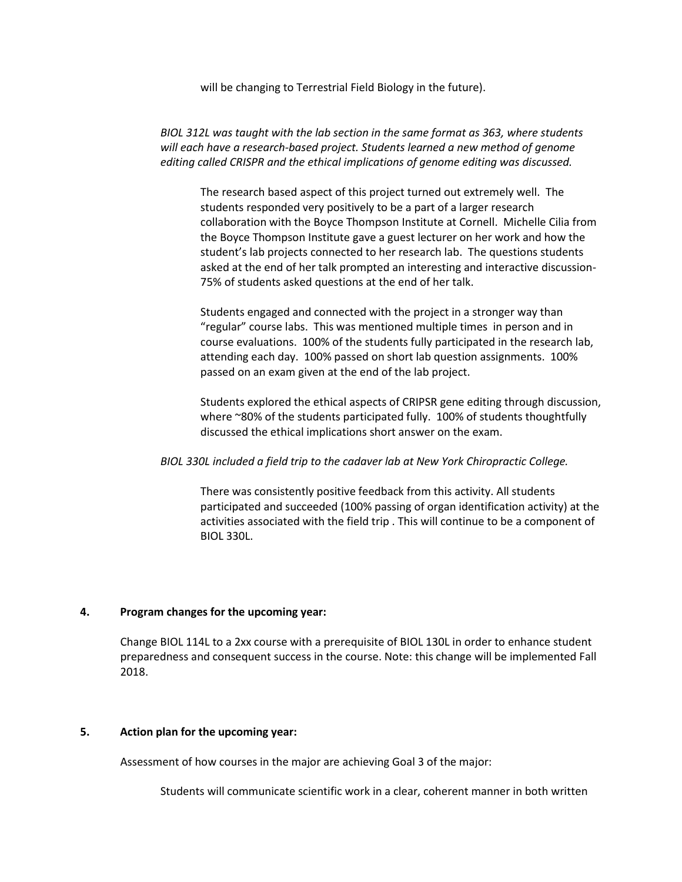will be changing to Terrestrial Field Biology in the future).

*BIOL 312L was taught with the lab section in the same format as 363, where students will each have a research-based project. Students learned a new method of genome editing called CRISPR and the ethical implications of genome editing was discussed.*

The research based aspect of this project turned out extremely well. The students responded very positively to be a part of a larger research collaboration with the Boyce Thompson Institute at Cornell. Michelle Cilia from the Boyce Thompson Institute gave a guest lecturer on her work and how the student's lab projects connected to her research lab. The questions students asked at the end of her talk prompted an interesting and interactive discussion- 75% of students asked questions at the end of her talk.

Students engaged and connected with the project in a stronger way than "regular" course labs. This was mentioned multiple times in person and in course evaluations. 100% of the students fully participated in the research lab, attending each day. 100% passed on short lab question assignments. 100% passed on an exam given at the end of the lab project.

Students explored the ethical aspects of CRIPSR gene editing through discussion, where ~80% of the students participated fully. 100% of students thoughtfully discussed the ethical implications short answer on the exam.

*BIOL 330L included a field trip to the cadaver lab at New York Chiropractic College.*

There was consistently positive feedback from this activity. All students participated and succeeded (100% passing of organ identification activity) at the activities associated with the field trip . This will continue to be a component of BIOL 330L.

**4. Program changes for the upcoming year:**

Change BIOL 114L to a 2xx course with a prerequisite of BIOL 130L in order to enhance student preparedness and consequent success in the course. Note: this change will be implemented Fall 2018.

**5. Action plan for the upcoming year:**

Assessment of how courses in the major are achieving Goal 3 of the major:

Students will communicate scientific work in a clear, coherent manner in both written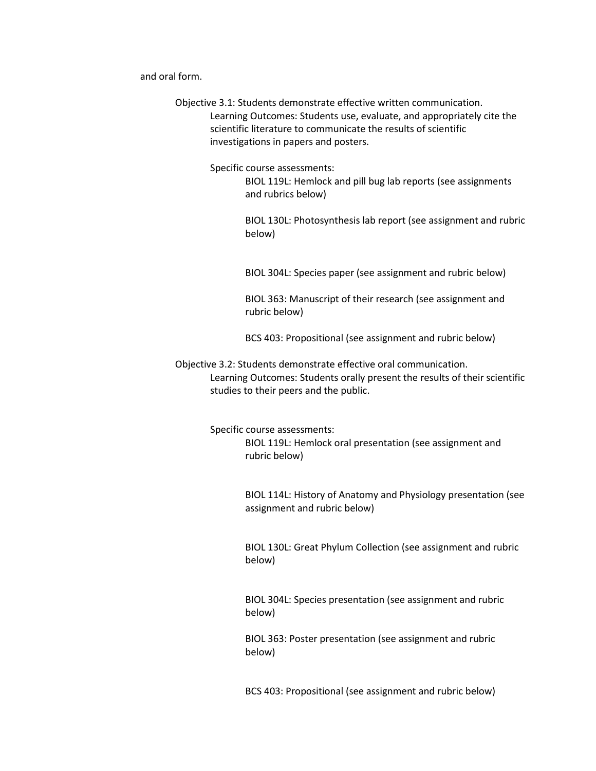and oral form.

Objective 3.1: Students demonstrate effective written communication.

Learning Outcomes: Students use, evaluate, and appropriately cite the scientific literature to communicate the results of scientific investigations in papers and posters.

Specific course assessments:

- BIOL 119L: Hemlock and pill bug lab reports (see assignments and rubrics below)
- BIOL 130L: Photosynthesis lab report (see assignment and rubric below)
- BIOL 304L: Species paper (see assignment and rubric below)
- BIOL 363: Manuscript of their research (see assignment and rubric below)
- BCS 403: Propositional (see assignment and rubric below)

Objective 3.2: Students demonstrate effective oral communication.

Learning Outcomes: Students orally present the results of their scientific studies to their peers and the public.

Specific course assessments:

- BIOL 119L: Hemlock oral presentation (see assignment and rubric below)
- BIOL 114L: History of Anatomy and Physiology presentation (see assignment and rubric below)
- BIOL 130L: Great Phylum Collection (see assignment and rubric below)
- BIOL 304L: Species presentation (see assignment and rubric below)
- BIOL 363: Poster presentation (see assignment and rubric below)
- BCS 403: Propositional (see assignment and rubric below)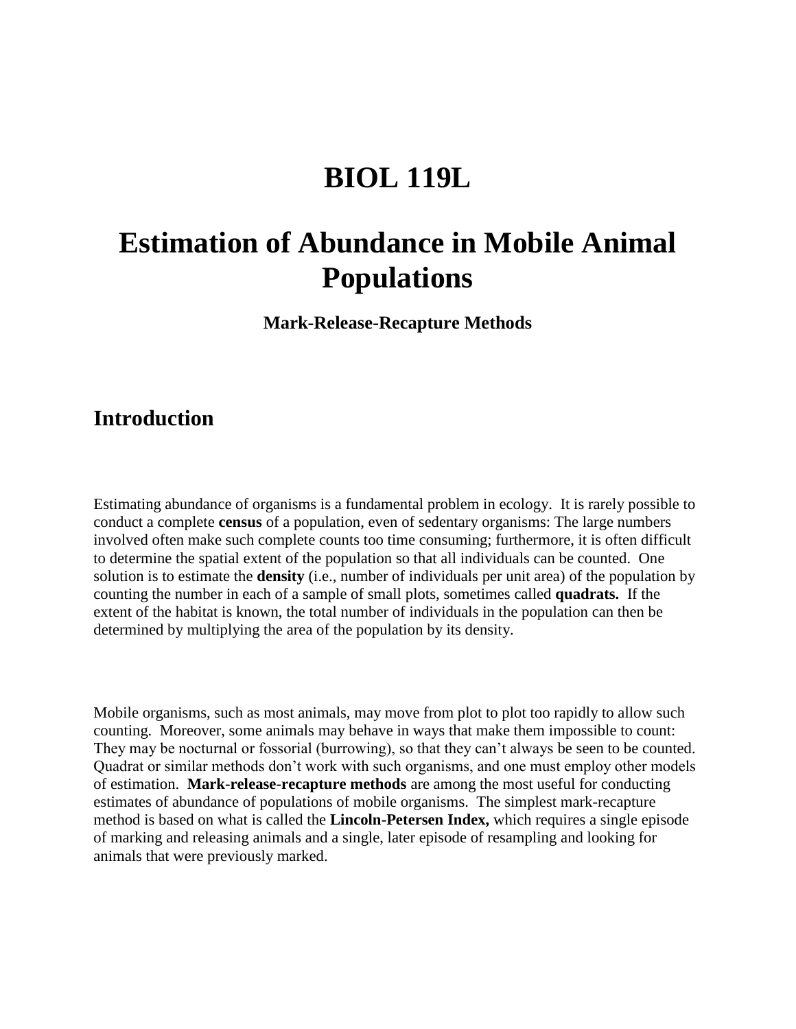# BIOL 119L

# Estimation of Abundance in Mobile Animal Populations

### Mark-Release-Recapture Methods

## Introduction

Estimating abundance of organisms is a fundamental problem in ecology. It is rarely possible to conduct a complete **census** of a population, even of sedentary organisms: The large numbers involved often make such complete counts too time consuming; furthermore, it is often difficult to determine the spatial extent of the population so that all individuals can be counted. One solution is to estimate the **density** (i.e., number of individuals per unit area) of the population by counting the number in each of a sample of small plots, sometimes called **quadrats.** If the extent of the habitat is known, the total number of individuals in the population can then be determined by multiplying the area of the population by its density.

Mobile organisms, such as most animals, may move from plot to plot too rapidly to allow such counting. Moreover, some animals may behave in ways that make them impossible to count: They may be nocturnal or fossorial (burrowing), so that they can't always be seen to be counted. Quadrat or similar methods don't work with such organisms, and one must employ other models of estimation. **Mark-release-recapture methods** are among the most useful for conducting estimates of abundance of populations of mobile organisms. The simplest mark-recapture method is based on what is called the **Lincoln-Petersen Index,** which requires a single episode of marking and releasing animals and a single, later episode of resampling and looking for animals that were previously marked.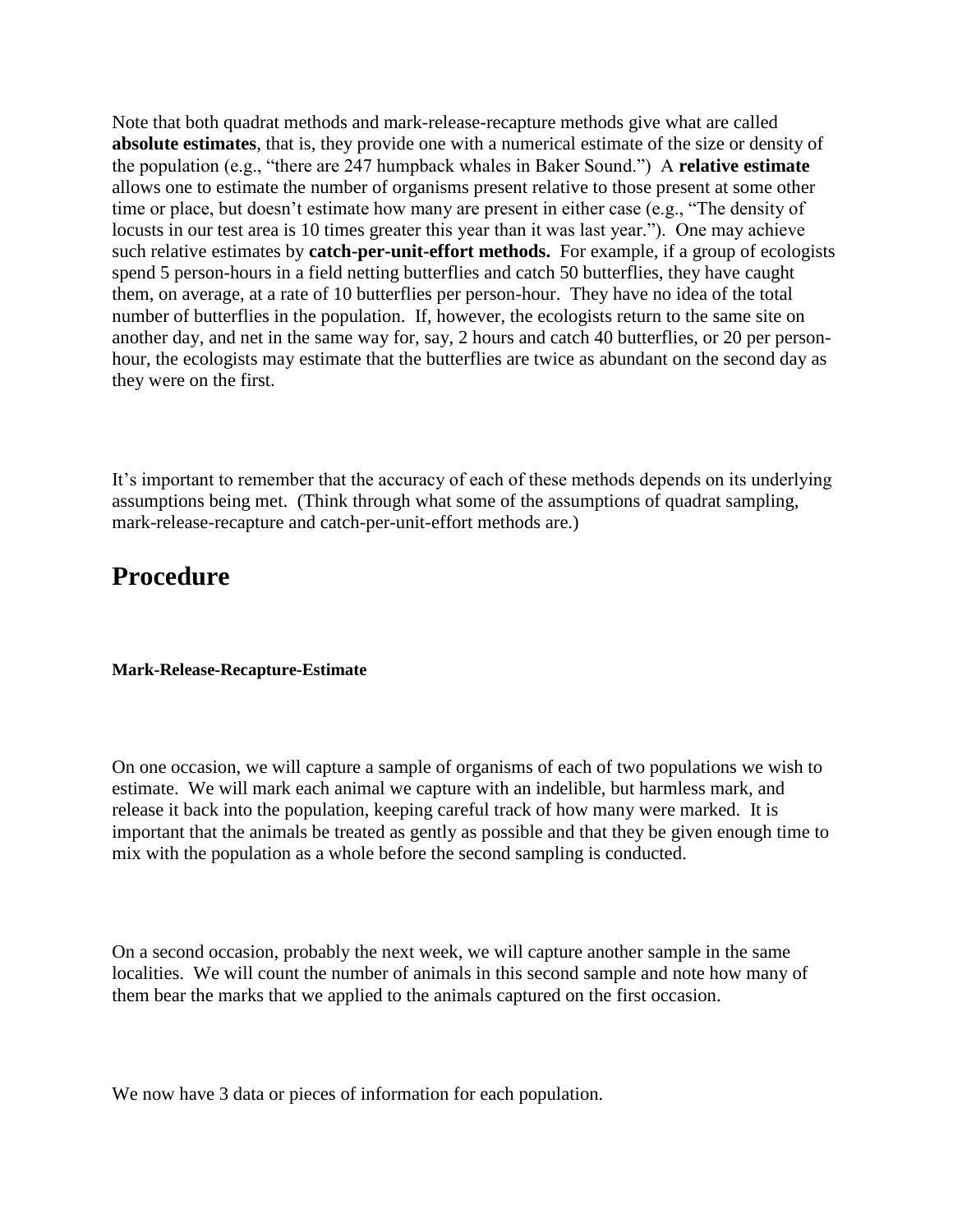Note that both quadrat methods and mark-release-recapture methods give what are called **absolute estimates**, that is, they provide one with a numerical estimate of the size or density of the population (e.g., "there are 247 humpback whales in Baker Sound.") A **relative estimate** allows one to estimate the number of organisms present relative to those present at some other time or place, but doesn't estimate how many are present in either case (e.g., "The density of locusts in our test area is 10 times greater this year than it was last year."). One may achieve such relative estimates by **catch-per-unit-effort methods.** For example, if a group of ecologists spend 5 person-hours in a field netting butterflies and catch 50 butterflies, they have caught them, on average, at a rate of 10 butterflies per person-hour. They have no idea of the total number of butterflies in the population. If, however, the ecologists return to the same site on another day, and net in the same way for, say, 2 hours and catch 40 butterflies, or 20 per person-hour, the ecologists may estimate that the butterflies are twice as abundant on the second day as they were on the first.

It's important to remember that the accuracy of each of these methods depends on its underlying assumptions being met. (Think through what some of the assumptions of quadrat sampling, mark-release-recapture and catch-per-unit-effort methods are.)

# Procedure

**Mark-Release-Recapture-Estimate**

On one occasion, we will capture a sample of organisms of each of two populations we wish to estimate. We will mark each animal we capture with an indelible, but harmless mark, and release it back into the population, keeping careful track of how many were marked. It is important that the animals be treated as gently as possible and that they be given enough time to mix with the population as a whole before the second sampling is conducted.

On a second occasion, probably the next week, we will capture another sample in the same localities. We will count the number of animals in this second sample and note how many of them bear the marks that we applied to the animals captured on the first occasion.

We now have 3 data or pieces of information for each population.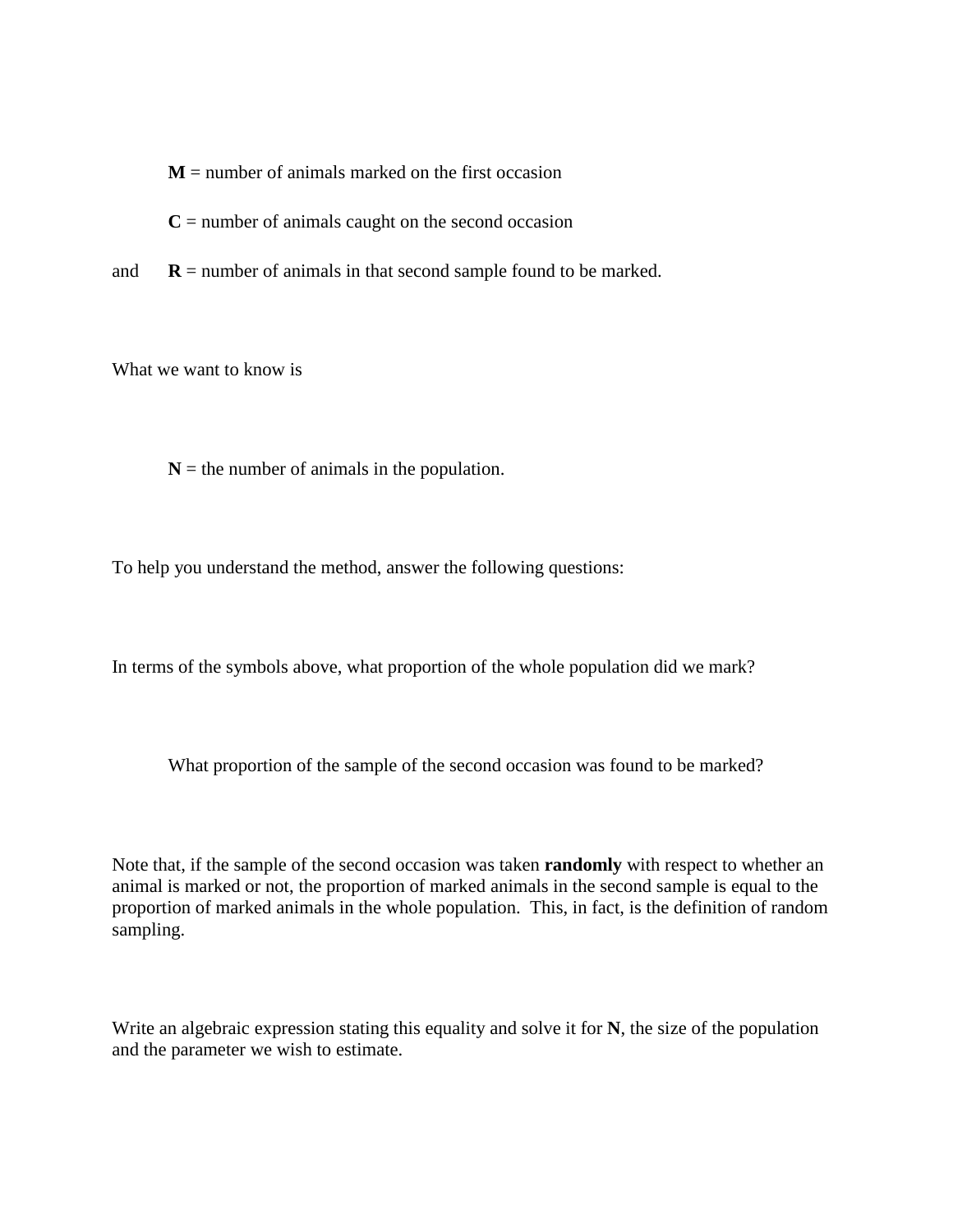**M** = number of animals marked on the first occasion

**C** = number of animals caught on the second occasion

and **R** = number of animals in that second sample found to be marked.

What we want to know is

**N** = the number of animals in the population.

To help you understand the method, answer the following questions:

In terms of the symbols above, what proportion of the whole population did we mark?

What proportion of the sample of the second occasion was found to be marked?

Note that, if the sample of the second occasion was taken **randomly** with respect to whether an animal is marked or not, the proportion of marked animals in the second sample is equal to the proportion of marked animals in the whole population. This, in fact, is the definition of random sampling.

Write an algebraic expression stating this equality and solve it for **N**, the size of the population and the parameter we wish to estimate.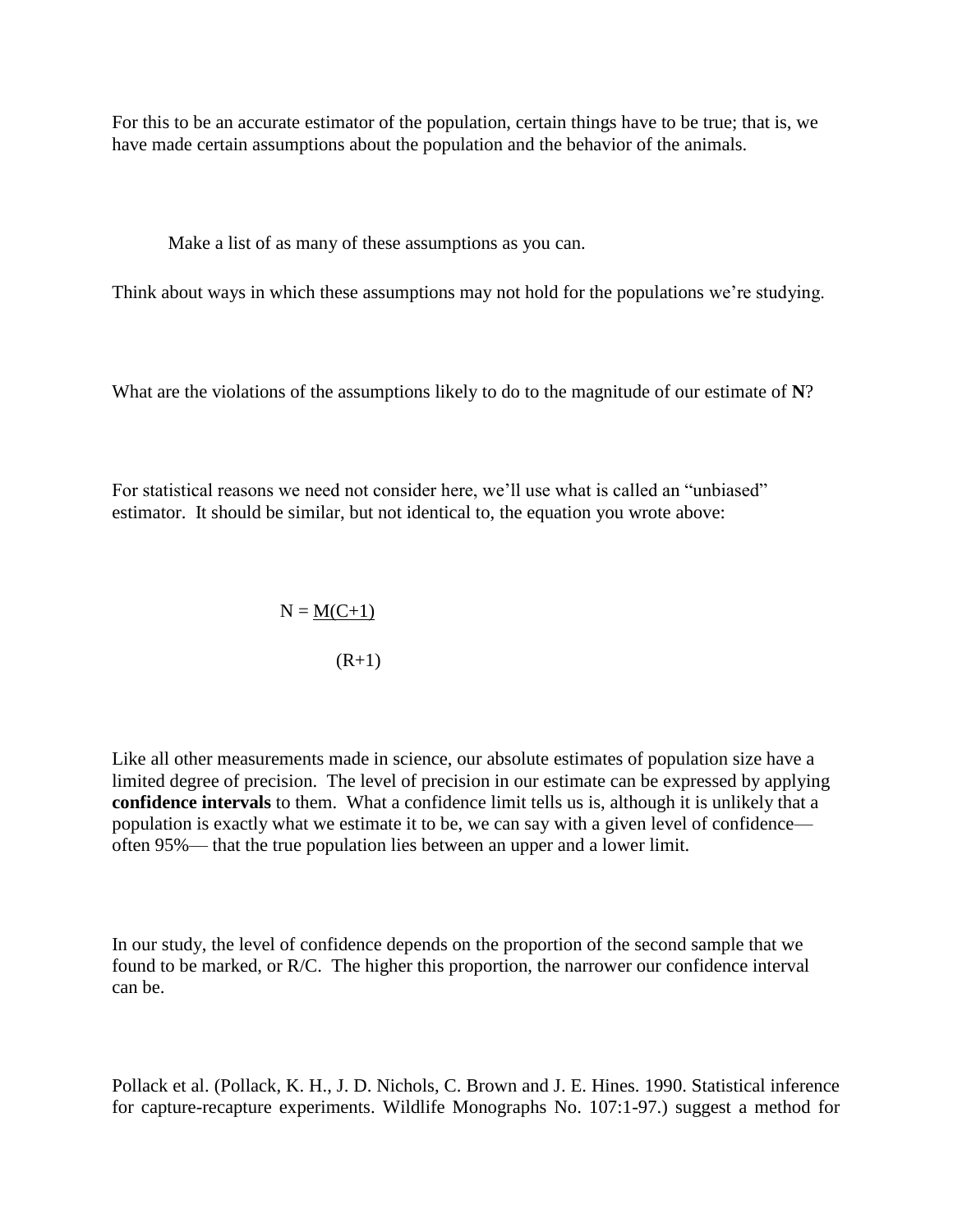For this to be an accurate estimator of the population, certain things have to be true; that is, we have made certain assumptions about the population and the behavior of the animals.

Make a list of as many of these assumptions as you can.

Think about ways in which these assumptions may not hold for the populations we're studying.

What are the violations of the assumptions likely to do to the magnitude of our estimate of **N**?

For statistical reasons we need not consider here, we'll use what is called an "unbiased" estimator. It should be similar, but not identical to, the equation you wrote above:

$$N = \frac{M(C+1)}{(R+1)}$$

Like all other measurements made in science, our absolute estimates of population size have a limited degree of precision. The level of precision in our estimate can be expressed by applying **confidence intervals** to them. What a confidence limit tells us is, although it is unlikely that a population is exactly what we estimate it to be, we can say with a given level of confidence—often 95%— that the true population lies between an upper and a lower limit.

In our study, the level of confidence depends on the proportion of the second sample that we found to be marked, or R/C. The higher this proportion, the narrower our confidence interval can be.

Pollack et al. (Pollack, K. H., J. D. Nichols, C. Brown and J. E. Hines. 1990. Statistical inference for capture-recapture experiments. Wildlife Monographs No. 107:1-97.) suggest a method for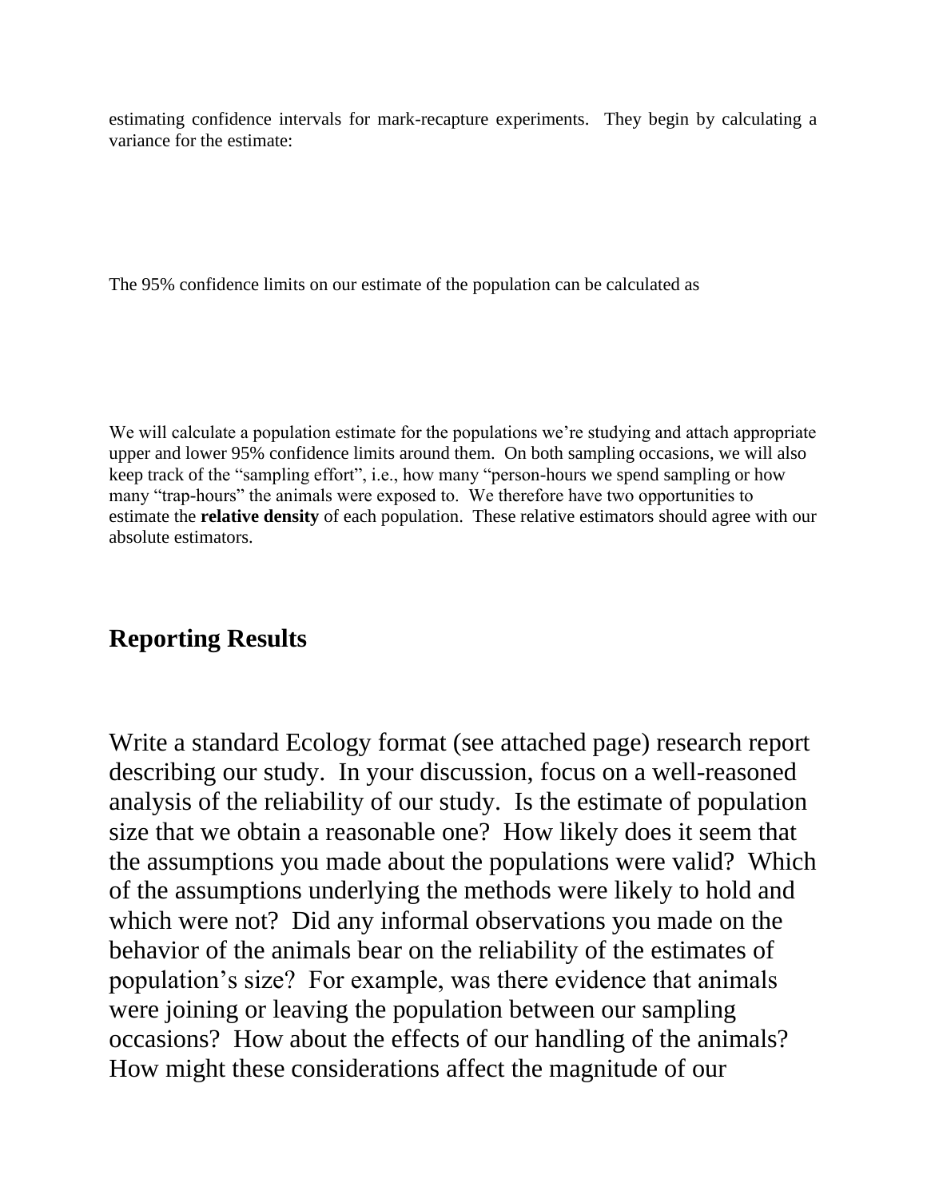estimating confidence intervals for mark-recapture experiments. They begin by calculating a variance for the estimate:

The 95% confidence limits on our estimate of the population can be calculated as

We will calculate a population estimate for the populations we're studying and attach appropriate upper and lower 95% confidence limits around them. On both sampling occasions, we will also keep track of the "sampling effort", i.e., how many "person-hours we spend sampling or how many "trap-hours" the animals were exposed to. We therefore have two opportunities to estimate the **relative density** of each population. These relative estimators should agree with our absolute estimators.

## Reporting Results

Write a standard Ecology format (see attached page) research report describing our study. In your discussion, focus on a well-reasoned analysis of the reliability of our study. Is the estimate of population size that we obtain a reasonable one? How likely does it seem that the assumptions you made about the populations were valid? Which of the assumptions underlying the methods were likely to hold and which were not? Did any informal observations you made on the behavior of the animals bear on the reliability of the estimates of population's size? For example, was there evidence that animals were joining or leaving the population between our sampling occasions? How about the effects of our handling of the animals? How might these considerations affect the magnitude of our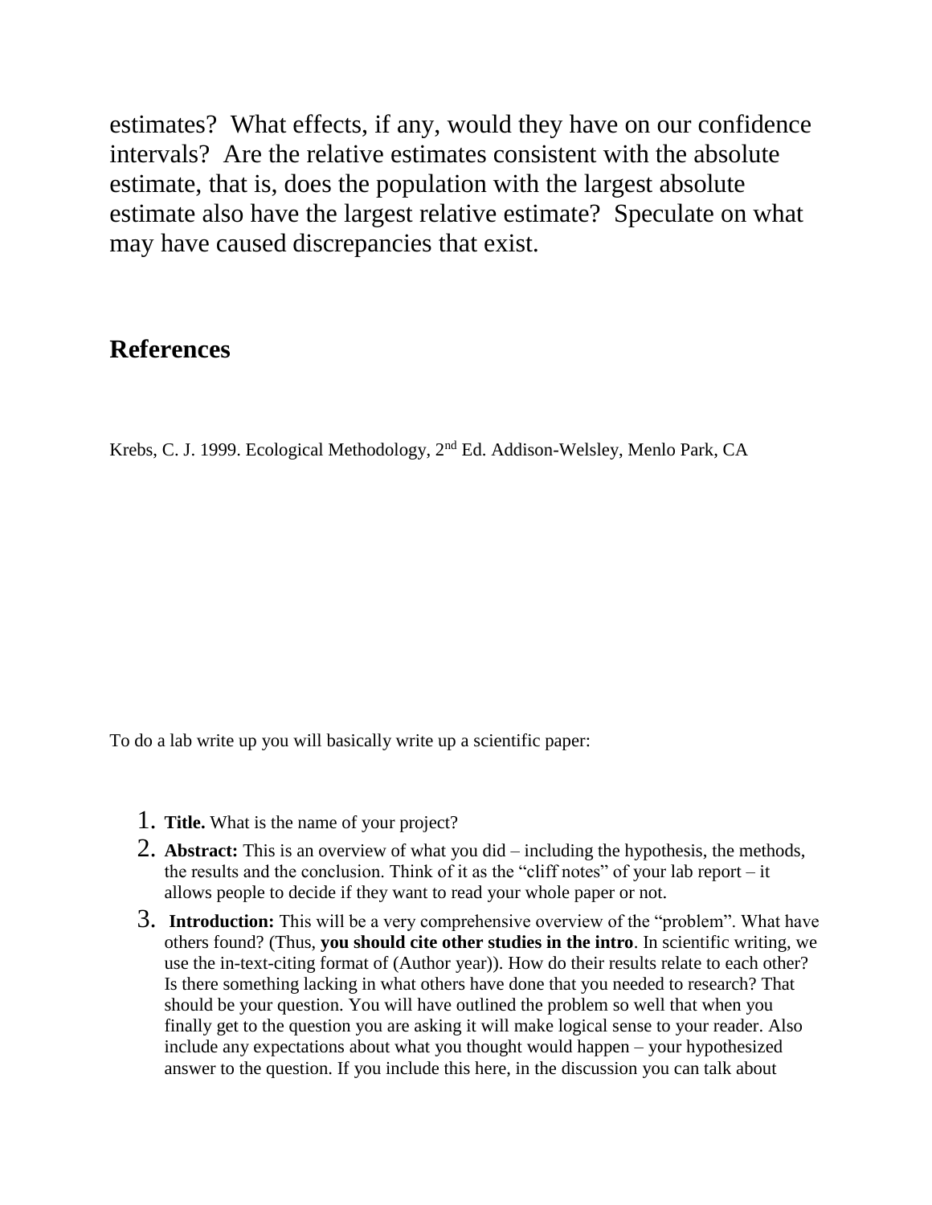estimates? What effects, if any, would they have on our confidence intervals? Are the relative estimates consistent with the absolute estimate, that is, does the population with the largest absolute estimate also have the largest relative estimate? Speculate on what may have caused discrepancies that exist.

## References

Krebs, C. J. 1999. Ecological Methodology, 2nd Ed. Addison-Welsley, Menlo Park, CA

To do a lab write up you will basically write up a scientific paper:

1. **Title.** What is the name of your project?
2. **Abstract:** This is an overview of what you did – including the hypothesis, the methods, the results and the conclusion. Think of it as the "cliff notes" of your lab report – it allows people to decide if they want to read your whole paper or not.
3. **Introduction:** This will be a very comprehensive overview of the "problem". What have others found? (Thus, **you should cite other studies in the intro**. In scientific writing, we use the in-text-citing format of (Author year)). How do their results relate to each other? Is there something lacking in what others have done that you needed to research? That should be your question. You will have outlined the problem so well that when you finally get to the question you are asking it will make logical sense to your reader. Also include any expectations about what you thought would happen – your hypothesized answer to the question. If you include this here, in the discussion you can talk about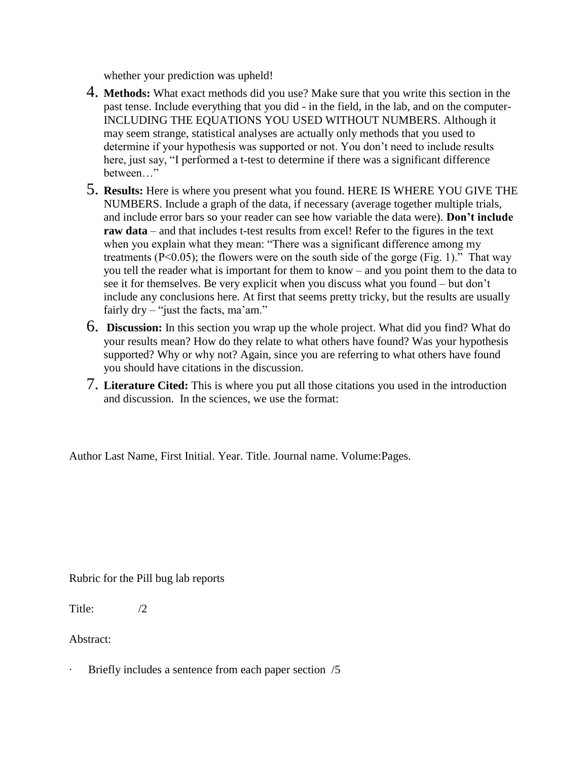whether your prediction was upheld!

4. **Methods:** What exact methods did you use? Make sure that you write this section in the past tense. Include everything that you did - in the field, in the lab, and on the computer- INCLUDING THE EQUATIONS YOU USED WITHOUT NUMBERS. Although it may seem strange, statistical analyses are actually only methods that you used to determine if your hypothesis was supported or not. You don't need to include results here, just say, "I performed a t-test to determine if there was a significant difference between…"
5. **Results:** Here is where you present what you found. HERE IS WHERE YOU GIVE THE NUMBERS. Include a graph of the data, if necessary (average together multiple trials, and include error bars so your reader can see how variable the data were). **Don't include raw data** – and that includes t-test results from excel! Refer to the figures in the text when you explain what they mean: "There was a significant difference among my treatments ($P<0.05$); the flowers were on the south side of the gorge (Fig. 1)." That way you tell the reader what is important for them to know – and you point them to the data to see it for themselves. Be very explicit when you discuss what you found – but don't include any conclusions here. At first that seems pretty tricky, but the results are usually fairly dry – "just the facts, ma'am."
6. **Discussion:** In this section you wrap up the whole project. What did you find? What do your results mean? How do they relate to what others have found? Was your hypothesis supported? Why or why not? Again, since you are referring to what others have found you should have citations in the discussion.
7. **Literature Cited:** This is where you put all those citations you used in the introduction and discussion. In the sciences, we use the format:

Author Last Name, First Initial. Year. Title. Journal name. Volume:Pages.

Rubric for the Pill bug lab reports

Title: /2

Abstract:

- Briefly includes a sentence from each paper section /5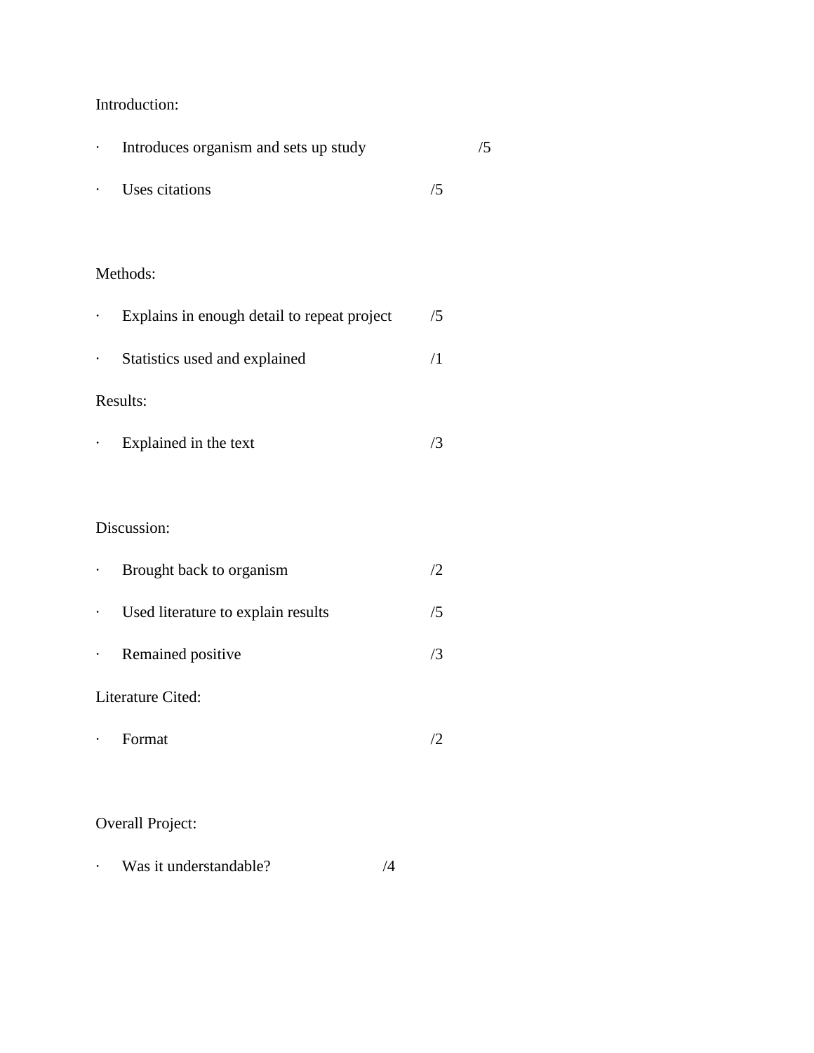Introduction:

- Introduces organism and sets up study /5
- Uses citations /5

Methods:

- Explains in enough detail to repeat project /5
- Statistics used and explained /1

Results:

- Explained in the text /3

Discussion:

- Brought back to organism /2
- Used literature to explain results /5
- Remained positive /3

Literature Cited:

- Format /2

Overall Project:

- Was it understandable? /4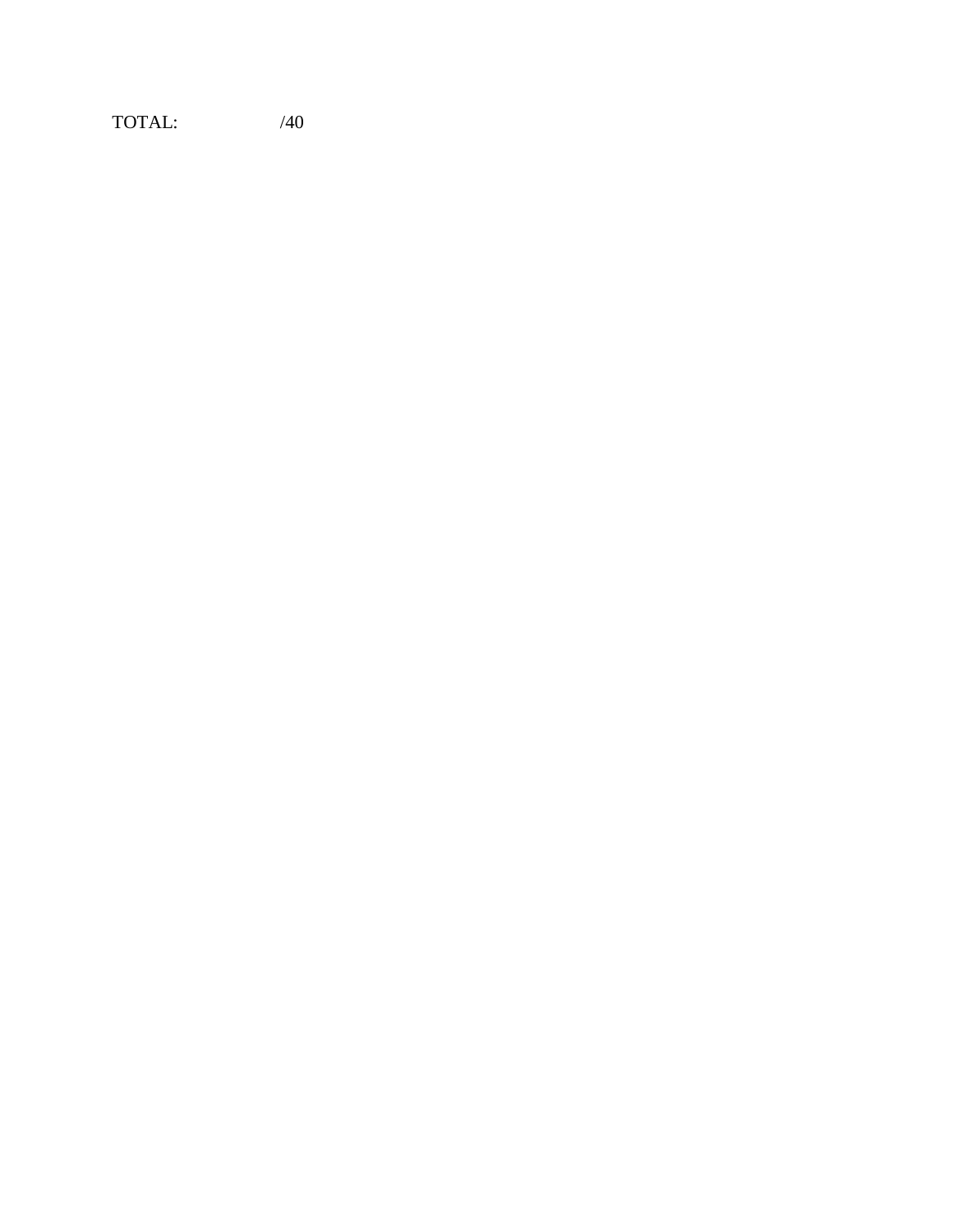TOTAL: /40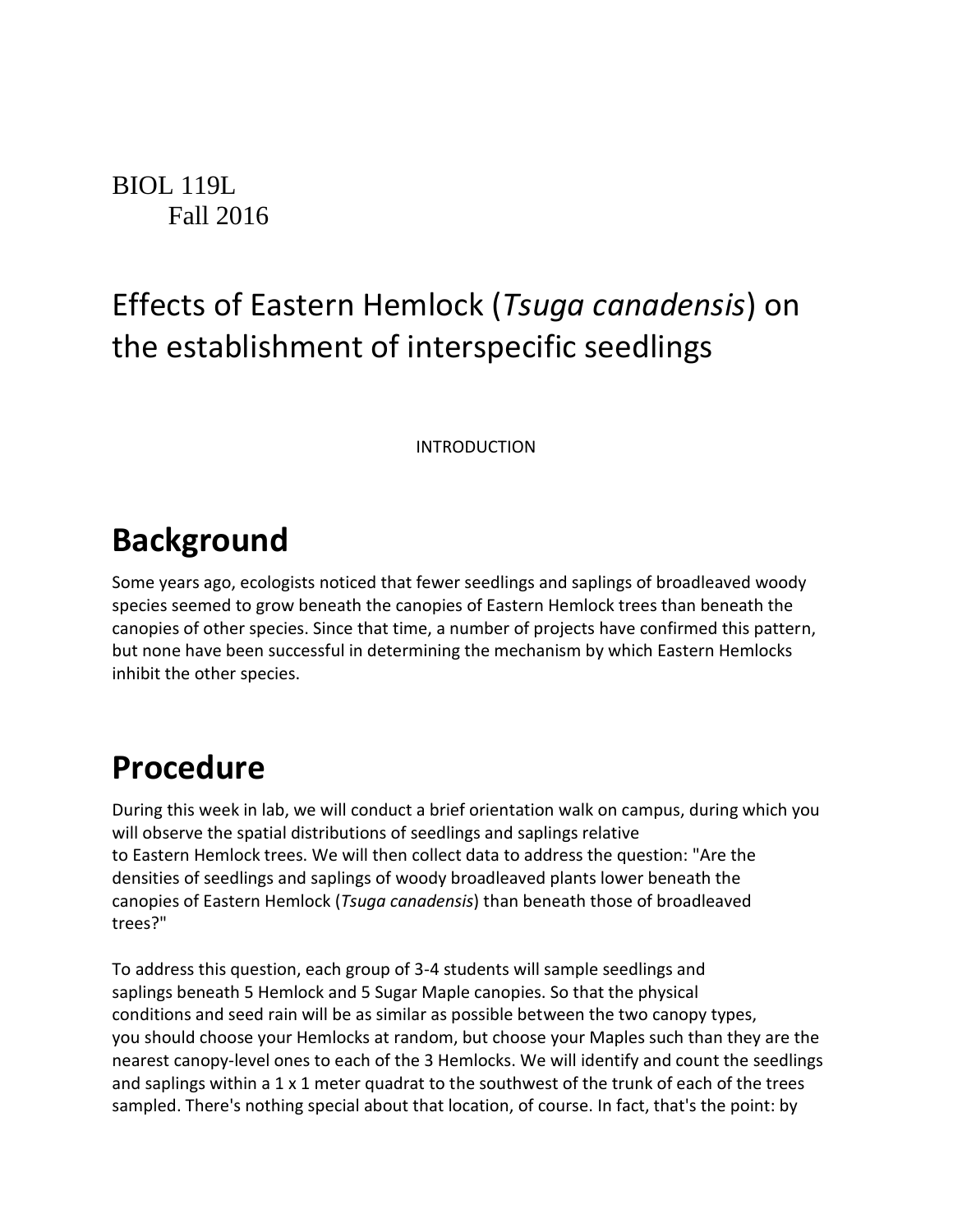BIOL 119L
Fall 2016

# Effects of Eastern Hemlock (*Tsuga canadensis*) on the establishment of interspecific seedlings

INTRODUCTION

## Background

Some years ago, ecologists noticed that fewer seedlings and saplings of broadleaved woody species seemed to grow beneath the canopies of Eastern Hemlock trees than beneath the canopies of other species. Since that time, a number of projects have confirmed this pattern, but none have been successful in determining the mechanism by which Eastern Hemlocks inhibit the other species.

## Procedure

During this week in lab, we will conduct a brief orientation walk on campus, during which you will observe the spatial distributions of seedlings and saplings relative to Eastern Hemlock trees. We will then collect data to address the question: "Are the densities of seedlings and saplings of woody broadleaved plants lower beneath the canopies of Eastern Hemlock (*Tsuga canadensis*) than beneath those of broadleaved trees?"

To address this question, each group of 3-4 students will sample seedlings and saplings beneath 5 Hemlock and 5 Sugar Maple canopies. So that the physical conditions and seed rain will be as similar as possible between the two canopy types, you should choose your Hemlocks at random, but choose your Maples such than they are the nearest canopy-level ones to each of the 3 Hemlocks. We will identify and count the seedlings and saplings within a 1 x 1 meter quadrat to the southwest of the trunk of each of the trees sampled. There's nothing special about that location, of course. In fact, that's the point: by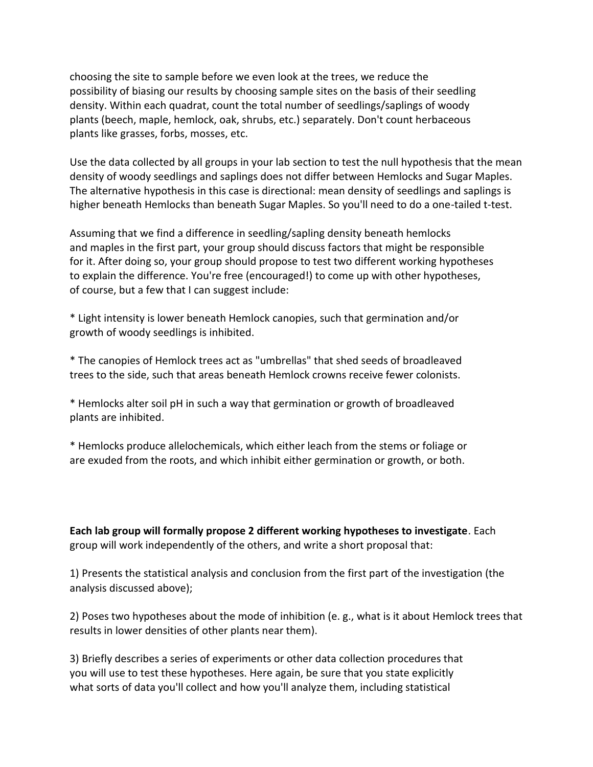choosing the site to sample before we even look at the trees, we reduce the possibility of biasing our results by choosing sample sites on the basis of their seedling density. Within each quadrat, count the total number of seedlings/saplings of woody plants (beech, maple, hemlock, oak, shrubs, etc.) separately. Don't count herbaceous plants like grasses, forbs, mosses, etc.

Use the data collected by all groups in your lab section to test the null hypothesis that the mean density of woody seedlings and saplings does not differ between Hemlocks and Sugar Maples. The alternative hypothesis in this case is directional: mean density of seedlings and saplings is higher beneath Hemlocks than beneath Sugar Maples. So you'll need to do a one-tailed t-test.

Assuming that we find a difference in seedling/sapling density beneath hemlocks and maples in the first part, your group should discuss factors that might be responsible for it. After doing so, your group should propose to test two different working hypotheses to explain the difference. You're free (encouraged!) to come up with other hypotheses, of course, but a few that I can suggest include:

* Light intensity is lower beneath Hemlock canopies, such that germination and/or growth of woody seedlings is inhibited.

* The canopies of Hemlock trees act as "umbrellas" that shed seeds of broadleaved trees to the side, such that areas beneath Hemlock crowns receive fewer colonists.

* Hemlocks alter soil pH in such a way that germination or growth of broadleaved plants are inhibited.

* Hemlocks produce allelochemicals, which either leach from the stems or foliage or are exuded from the roots, and which inhibit either germination or growth, or both.

**Each lab group will formally propose 2 different working hypotheses to investigate**. Each group will work independently of the others, and write a short proposal that:

1) Presents the statistical analysis and conclusion from the first part of the investigation (the analysis discussed above);

2) Poses two hypotheses about the mode of inhibition (e. g., what is it about Hemlock trees that results in lower densities of other plants near them).

3) Briefly describes a series of experiments or other data collection procedures that you will use to test these hypotheses. Here again, be sure that you state explicitly what sorts of data you'll collect and how you'll analyze them, including statistical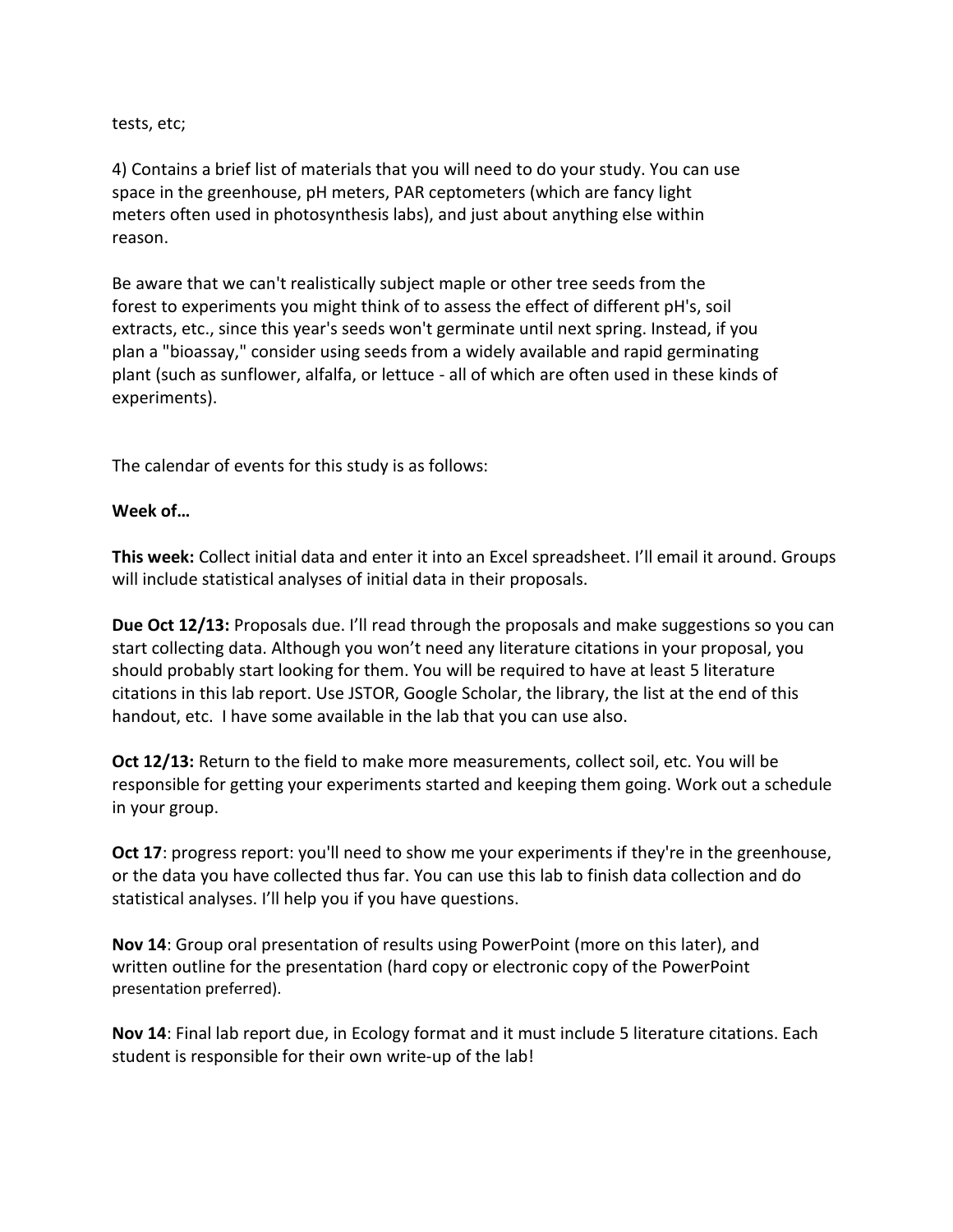tests, etc;

4) Contains a brief list of materials that you will need to do your study. You can use space in the greenhouse, pH meters, PAR ceptometers (which are fancy light meters often used in photosynthesis labs), and just about anything else within reason.

Be aware that we can't realistically subject maple or other tree seeds from the forest to experiments you might think of to assess the effect of different pH's, soil extracts, etc., since this year's seeds won't germinate until next spring. Instead, if you plan a "bioassay," consider using seeds from a widely available and rapid germinating plant (such as sunflower, alfalfa, or lettuce - all of which are often used in these kinds of experiments).

The calendar of events for this study is as follows:

**Week of…**

**This week:** Collect initial data and enter it into an Excel spreadsheet. I'll email it around. Groups will include statistical analyses of initial data in their proposals.

**Due Oct 12/13:** Proposals due. I'll read through the proposals and make suggestions so you can start collecting data. Although you won't need any literature citations in your proposal, you should probably start looking for them. You will be required to have at least 5 literature citations in this lab report. Use JSTOR, Google Scholar, the library, the list at the end of this handout, etc. I have some available in the lab that you can use also.

**Oct 12/13:** Return to the field to make more measurements, collect soil, etc. You will be responsible for getting your experiments started and keeping them going. Work out a schedule in your group.

**Oct 17**: progress report: you'll need to show me your experiments if they're in the greenhouse, or the data you have collected thus far. You can use this lab to finish data collection and do statistical analyses. I'll help you if you have questions.

**Nov 14**: Group oral presentation of results using PowerPoint (more on this later), and written outline for the presentation (hard copy or electronic copy of the PowerPoint presentation preferred).

**Nov 14**: Final lab report due, in Ecology format and it must include 5 literature citations. Each student is responsible for their own write-up of the lab!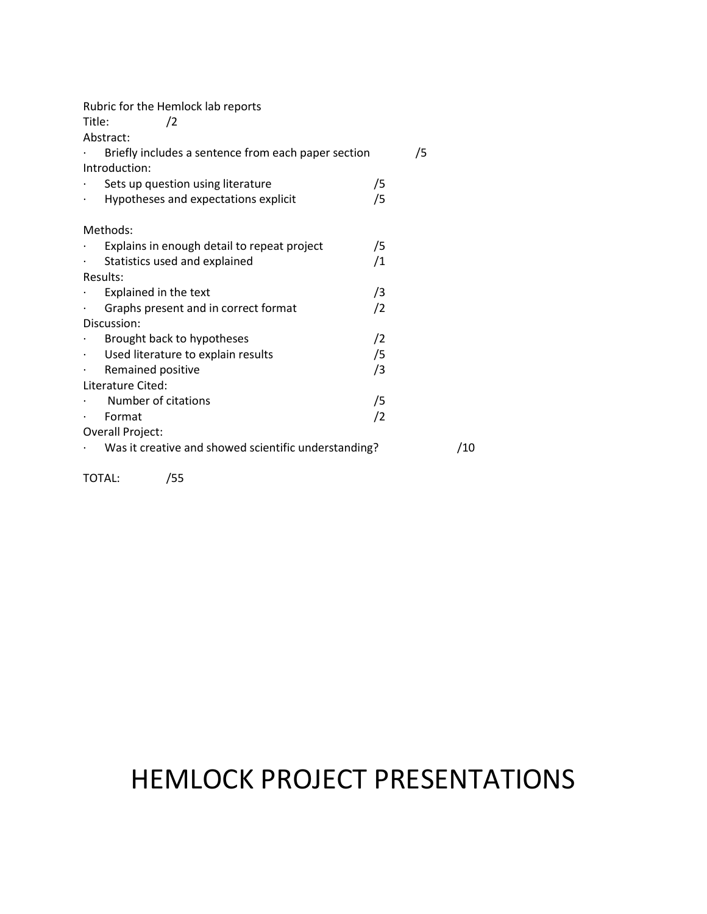Rubric for the Hemlock lab reports

Title: /2

Abstract:

- Briefly includes a sentence from each paper section /5

Introduction:

- Sets up question using literature /5
- Hypotheses and expectations explicit /5

Methods:

- Explains in enough detail to repeat project /5
- Statistics used and explained /1

Results:

- Explained in the text /3
- Graphs present and in correct format /2

Discussion:

- Brought back to hypotheses /2
- Used literature to explain results /5
- Remained positive /3

Literature Cited:

- Number of citations /5
- Format /2

Overall Project:

- Was it creative and showed scientific understanding? /10

TOTAL: /55

# HEMLOCK PROJECT PRESENTATIONS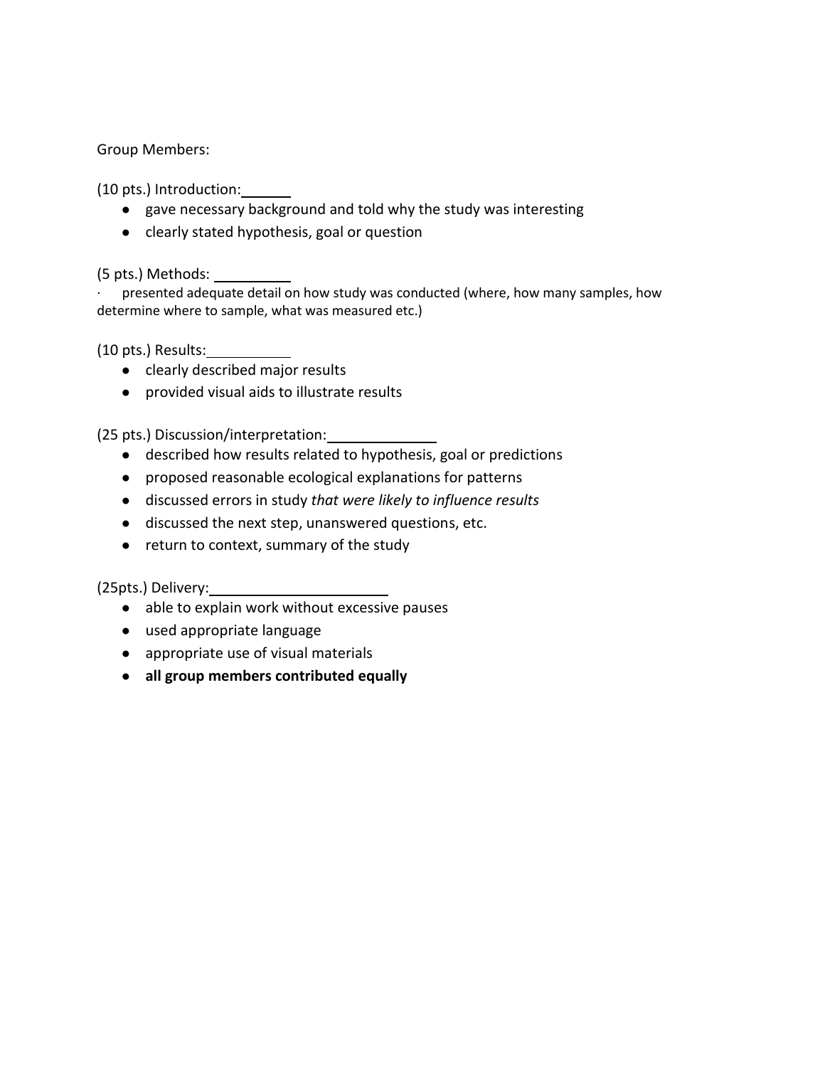Group Members:

(10 pts.) Introduction: ______

- gave necessary background and told why the study was interesting
- clearly stated hypothesis, goal or question

(5 pts.) Methods: __________

· presented adequate detail on how study was conducted (where, how many samples, how determine where to sample, what was measured etc.)

(10 pts.) Results: ___________

- clearly described major results
- provided visual aids to illustrate results

(25 pts.) Discussion/interpretation: _____________

- described how results related to hypothesis, goal or predictions
- proposed reasonable ecological explanations for patterns
- discussed errors in study *that were likely to influence results*
- discussed the next step, unanswered questions, etc.
- return to context, summary of the study

(25pts.) Delivery: ______________________

- able to explain work without excessive pauses
- used appropriate language
- appropriate use of visual materials
- **all group members contributed equally**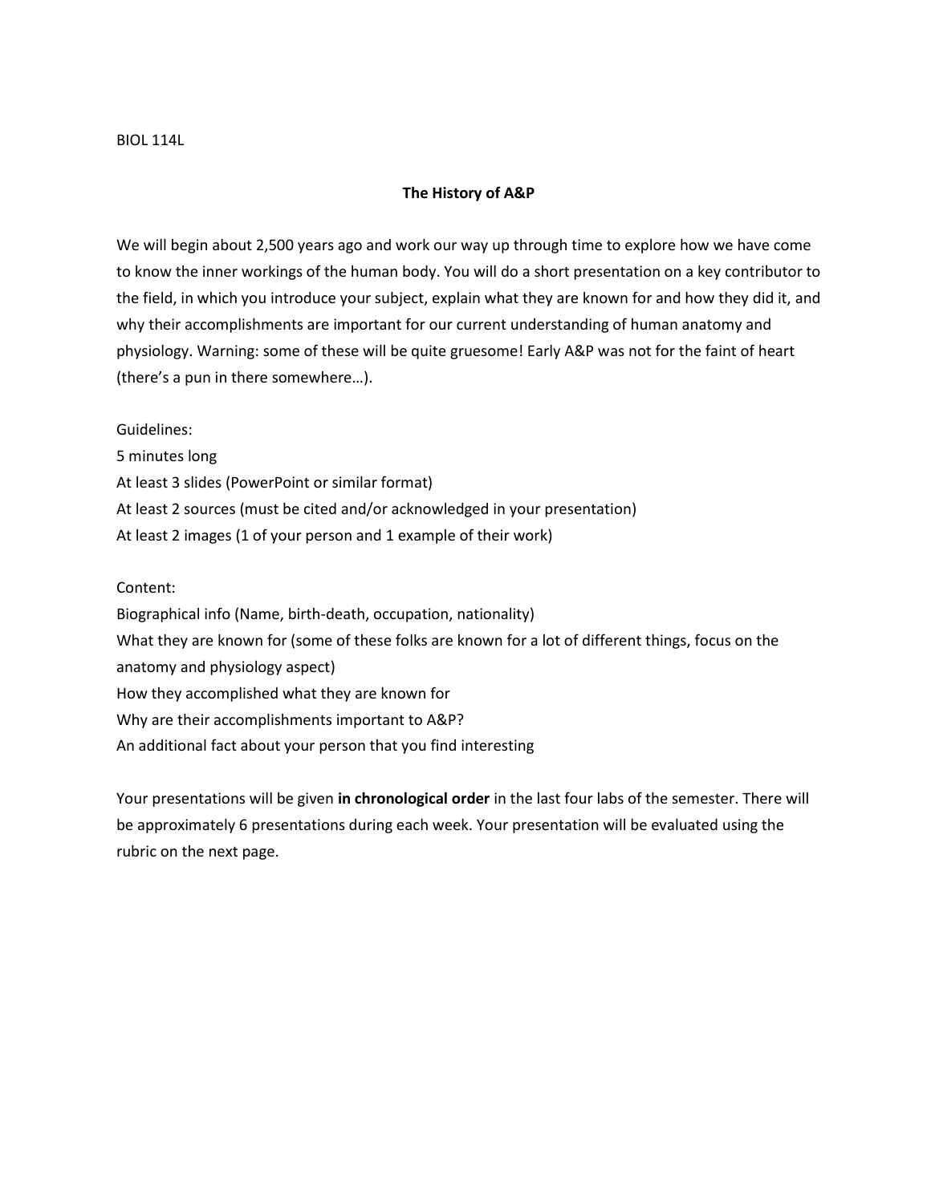BIOL 114L

## The History of A&P

We will begin about 2,500 years ago and work our way up through time to explore how we have come to know the inner workings of the human body. You will do a short presentation on a key contributor to the field, in which you introduce your subject, explain what they are known for and how they did it, and why their accomplishments are important for our current understanding of human anatomy and physiology. Warning: some of these will be quite gruesome! Early A&P was not for the faint of heart (there's a pun in there somewhere…).

Guidelines:

5 minutes long

At least 3 slides (PowerPoint or similar format)

At least 2 sources (must be cited and/or acknowledged in your presentation)

At least 2 images (1 of your person and 1 example of their work)

Content:

Biographical info (Name, birth-death, occupation, nationality)

What they are known for (some of these folks are known for a lot of different things, focus on the anatomy and physiology aspect)

How they accomplished what they are known for

Why are their accomplishments important to A&P?

An additional fact about your person that you find interesting

Your presentations will be given **in chronological order** in the last four labs of the semester. There will be approximately 6 presentations during each week. Your presentation will be evaluated using the rubric on the next page.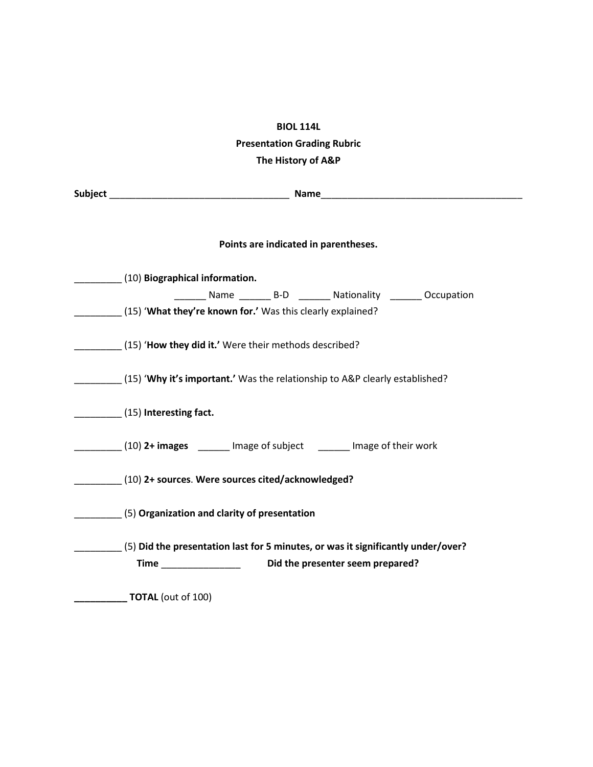**BIOL 114L**

**Presentation Grading Rubric**

**The History of A&P**

**Subject** __________________________________ **Name**_______________________________________

**Points are indicated in parentheses.**

_________ (10) **Biographical information.**

______ Name ______ B-D ______ Nationality ______ Occupation

_________ (15) '**What they're known for.'** Was this clearly explained?

_________ (15) '**How they did it.'** Were their methods described?

_________ (15) '**Why it's important.'** Was the relationship to A&P clearly established?

_________ (15) **Interesting fact.**

_________ (10) **2+ images** ______ Image of subject ______ Image of their work

_________ (10) **2+ sources**. **Were sources cited/acknowledged?**

_________ (5) **Organization and clarity of presentation**

_________ (5) **Did the presentation last for 5 minutes, or was it significantly under/over?**

**Time** _______________ **Did the presenter seem prepared?**

**__________ TOTAL** (out of 100)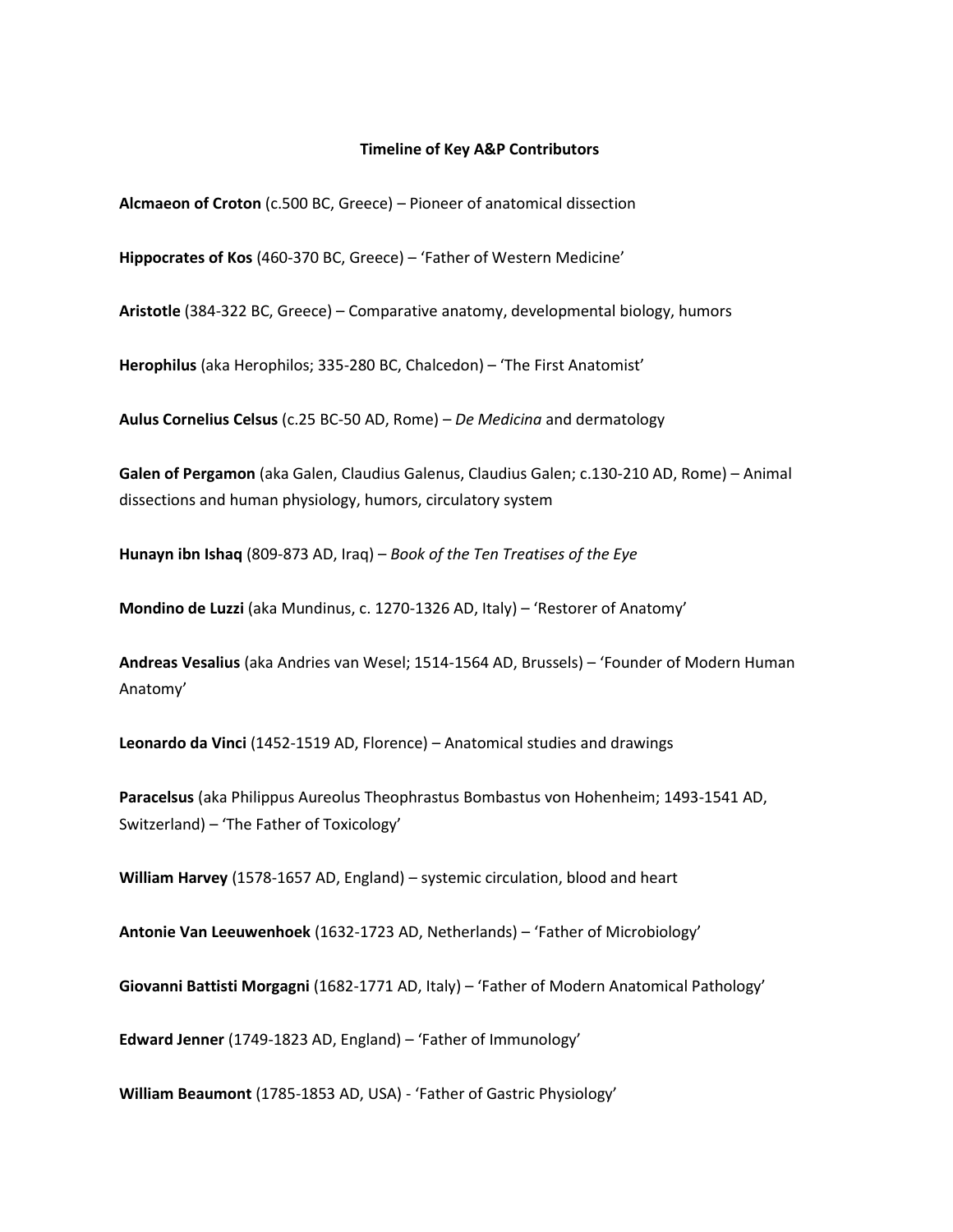## Timeline of Key A&P Contributors

**Alcmaeon of Croton** (c.500 BC, Greece) – Pioneer of anatomical dissection

**Hippocrates of Kos** (460-370 BC, Greece) – 'Father of Western Medicine'

**Aristotle** (384-322 BC, Greece) – Comparative anatomy, developmental biology, humors

**Herophilus** (aka Herophilos; 335-280 BC, Chalcedon) – 'The First Anatomist'

**Aulus Cornelius Celsus** (c.25 BC-50 AD, Rome) – *De Medicina* and dermatology

**Galen of Pergamon** (aka Galen, Claudius Galenus, Claudius Galen; c.130-210 AD, Rome) – Animal dissections and human physiology, humors, circulatory system

**Hunayn ibn Ishaq** (809-873 AD, Iraq) – *Book of the Ten Treatises of the Eye*

**Mondino de Luzzi** (aka Mundinus, c. 1270-1326 AD, Italy) – 'Restorer of Anatomy'

**Andreas Vesalius** (aka Andries van Wesel; 1514-1564 AD, Brussels) – 'Founder of Modern Human Anatomy'

**Leonardo da Vinci** (1452-1519 AD, Florence) – Anatomical studies and drawings

**Paracelsus** (aka Philippus Aureolus Theophrastus Bombastus von Hohenheim; 1493-1541 AD, Switzerland) – 'The Father of Toxicology'

**William Harvey** (1578-1657 AD, England) – systemic circulation, blood and heart

**Antonie Van Leeuwenhoek** (1632-1723 AD, Netherlands) – 'Father of Microbiology'

**Giovanni Battisti Morgagni** (1682-1771 AD, Italy) – 'Father of Modern Anatomical Pathology'

**Edward Jenner** (1749-1823 AD, England) – 'Father of Immunology'

**William Beaumont** (1785-1853 AD, USA) - 'Father of Gastric Physiology'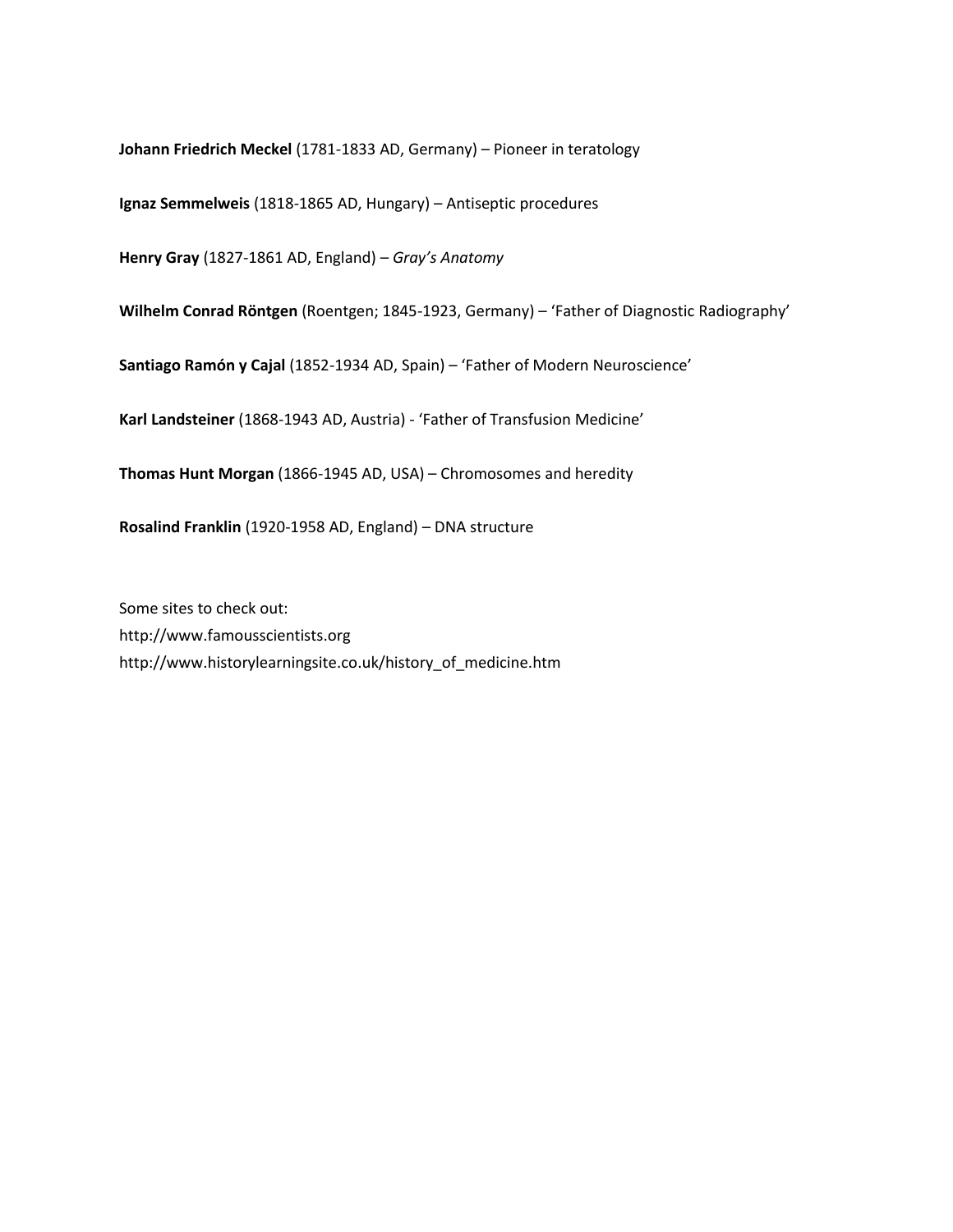**Johann Friedrich Meckel** (1781-1833 AD, Germany) – Pioneer in teratology

**Ignaz Semmelweis** (1818-1865 AD, Hungary) – Antiseptic procedures

**Henry Gray** (1827-1861 AD, England) – *Gray's Anatomy*

**Wilhelm Conrad Röntgen** (Roentgen; 1845-1923, Germany) – 'Father of Diagnostic Radiography'

**Santiago Ramón y Cajal** (1852-1934 AD, Spain) – 'Father of Modern Neuroscience'

**Karl Landsteiner** (1868-1943 AD, Austria) - 'Father of Transfusion Medicine'

**Thomas Hunt Morgan** (1866-1945 AD, USA) – Chromosomes and heredity

**Rosalind Franklin** (1920-1958 AD, England) – DNA structure

Some sites to check out:
http://www.famousscientists.org
http://www.historylearningsite.co.uk/history_of_medicine.htm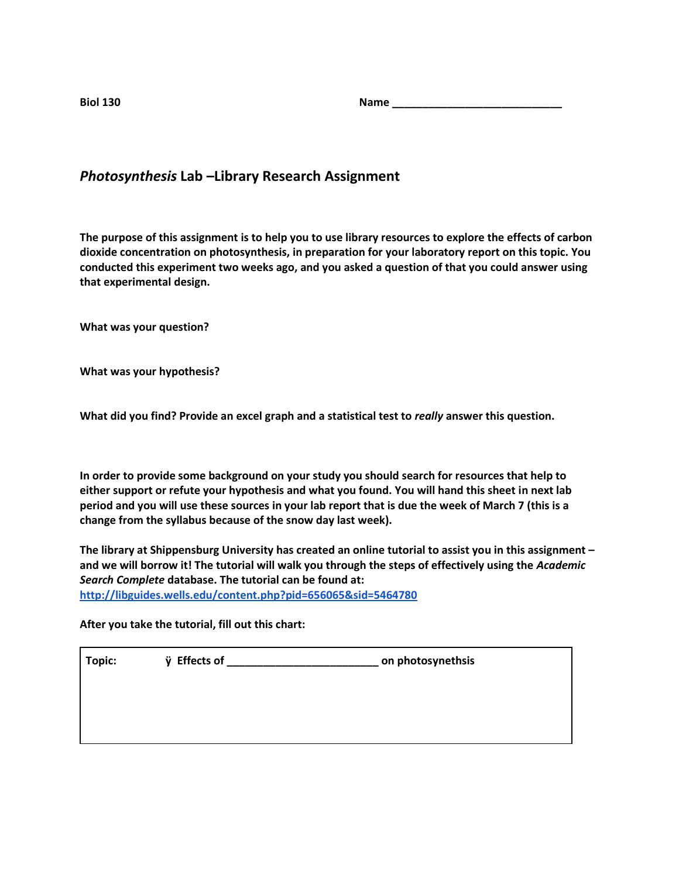**Biol 130** **Name \_\_\_\_\_\_\_\_\_\_\_\_\_\_\_\_\_\_\_\_\_\_\_\_\_\_\_\_\_**

## *Photosynthesis* Lab –Library Research Assignment

**The purpose of this assignment is to help you to use library resources to explore the effects of carbon dioxide concentration on photosynthesis, in preparation for your laboratory report on this topic. You conducted this experiment two weeks ago, and you asked a question of that you could answer using that experimental design.**

**What was your question?**

**What was your hypothesis?**

**What did you find? Provide an excel graph and a statistical test to *really* answer this question.**

**In order to provide some background on your study you should search for resources that help to either support or refute your hypothesis and what you found. You will hand this sheet in next lab period and you will use these sources in your lab report that is due the week of March 7 (this is a change from the syllabus because of the snow day last week).**

**The library at Shippensburg University has created an online tutorial to assist you in this assignment – and we will borrow it! The tutorial will walk you through the steps of effectively using the *Academic Search Complete* database. The tutorial can be found at:** [http://libguides.wells.edu/content.php?pid=656065&sid=5464780](http://libguides.wells.edu/content.php?pid=656065&sid=5464780)

**After you take the tutorial, fill out this chart:**

| **Topic:** | **ÿ Effects of \_\_\_\_\_\_\_\_\_\_\_\_\_\_\_\_\_\_\_\_\_\_\_\_\_ on photosynethsis** |
|---|---|
| | |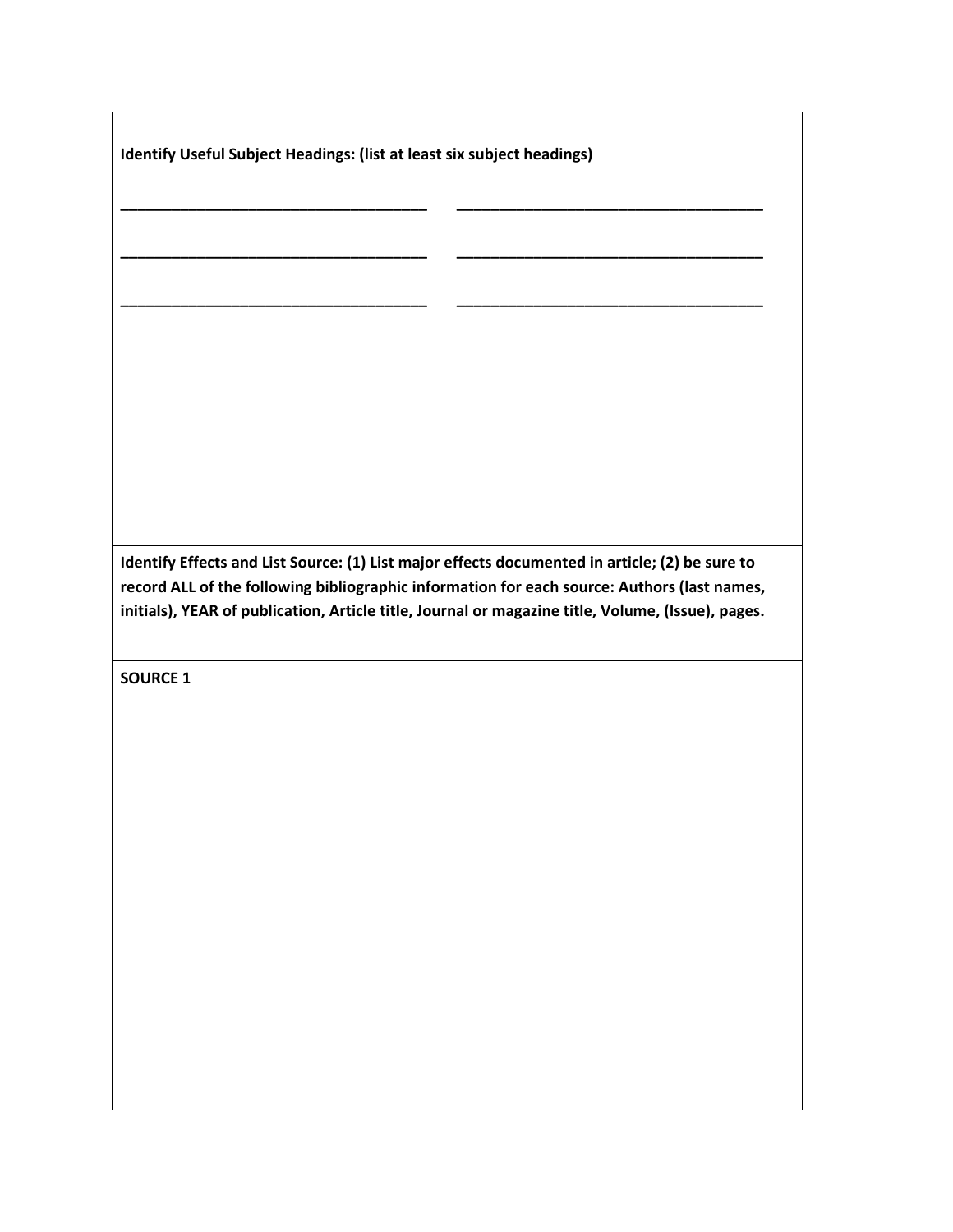**Identify Useful Subject Headings: (list at least six subject headings)**

\_\_\_\_\_\_\_\_\_\_\_\_\_\_\_\_\_\_\_\_\_\_\_\_\_\_\_\_\_\_\_\_\_\_\_\_ \_\_\_\_\_\_\_\_\_\_\_\_\_\_\_\_\_\_\_\_\_\_\_\_\_\_\_\_\_\_\_\_\_\_\_\_

\_\_\_\_\_\_\_\_\_\_\_\_\_\_\_\_\_\_\_\_\_\_\_\_\_\_\_\_\_\_\_\_\_\_\_\_ \_\_\_\_\_\_\_\_\_\_\_\_\_\_\_\_\_\_\_\_\_\_\_\_\_\_\_\_\_\_\_\_\_\_\_\_

\_\_\_\_\_\_\_\_\_\_\_\_\_\_\_\_\_\_\_\_\_\_\_\_\_\_\_\_\_\_\_\_\_\_\_\_ \_\_\_\_\_\_\_\_\_\_\_\_\_\_\_\_\_\_\_\_\_\_\_\_\_\_\_\_\_\_\_\_\_\_\_\_

**Identify Effects and List Source: (1) List major effects documented in article; (2) be sure to record ALL of the following bibliographic information for each source: Authors (last names, initials), YEAR of publication, Article title, Journal or magazine title, Volume, (Issue), pages.**

**SOURCE 1**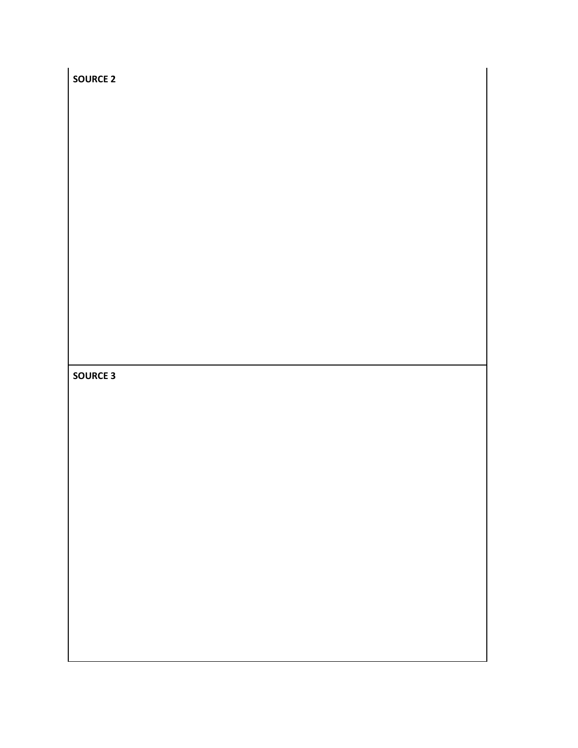**SOURCE 2**

**SOURCE 3**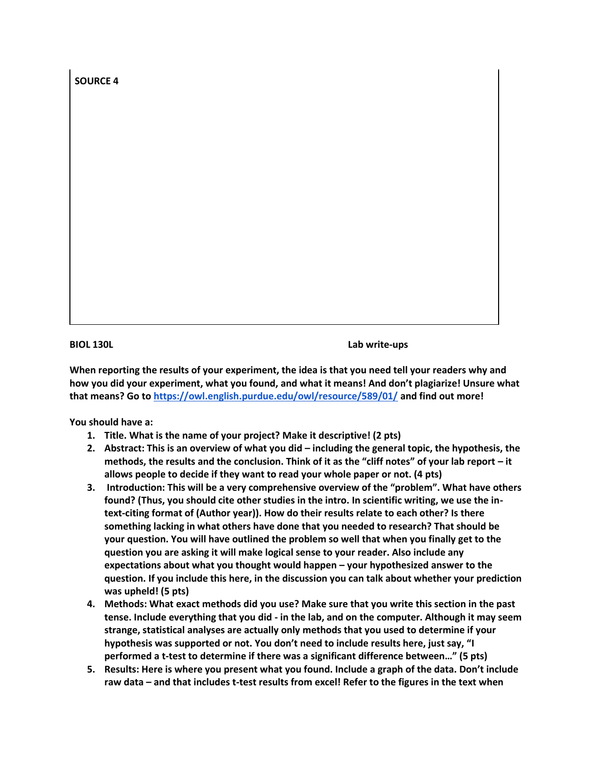**SOURCE 4**

**BIOL 130L** **Lab write-ups**

**When reporting the results of your experiment, the idea is that you need tell your readers why and how you did your experiment, what you found, and what it means! And don't plagiarize! Unsure what that means? Go to [https://owl.english.purdue.edu/owl/resource/589/01/](https://owl.english.purdue.edu/owl/resource/589/01/) and find out more!**

**You should have a:**

1. **Title. What is the name of your project? Make it descriptive! (2 pts)**
2. **Abstract: This is an overview of what you did – including the general topic, the hypothesis, the methods, the results and the conclusion. Think of it as the "cliff notes" of your lab report – it allows people to decide if they want to read your whole paper or not. (4 pts)**
3. **Introduction: This will be a very comprehensive overview of the "problem". What have others found? (Thus, you should cite other studies in the intro. In scientific writing, we use the in-text-citing format of (Author year)). How do their results relate to each other? Is there something lacking in what others have done that you needed to research? That should be your question. You will have outlined the problem so well that when you finally get to the question you are asking it will make logical sense to your reader. Also include any expectations about what you thought would happen – your hypothesized answer to the question. If you include this here, in the discussion you can talk about whether your prediction was upheld! (5 pts)**
4. **Methods: What exact methods did you use? Make sure that you write this section in the past tense. Include everything that you did - in the lab, and on the computer. Although it may seem strange, statistical analyses are actually only methods that you used to determine if your hypothesis was supported or not. You don't need to include results here, just say, "I performed a t-test to determine if there was a significant difference between…" (5 pts)**
5. **Results: Here is where you present what you found. Include a graph of the data. Don't include raw data – and that includes t-test results from excel! Refer to the figures in the text when**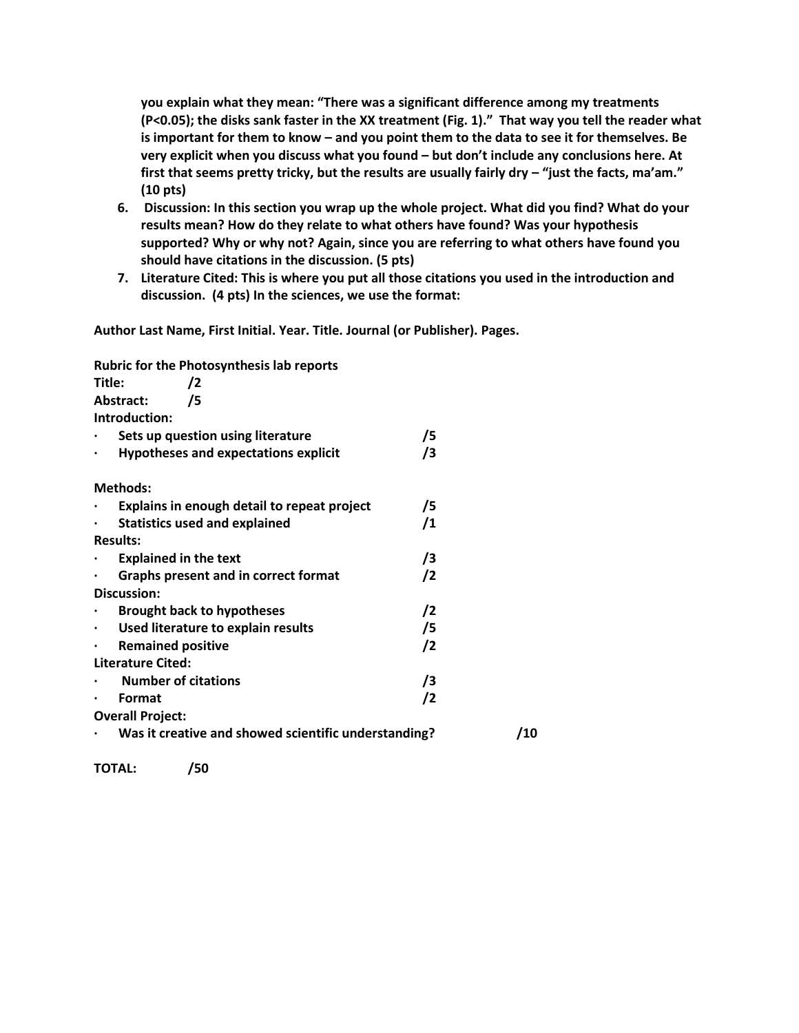**you explain what they mean: "There was a significant difference among my treatments ($P<0.05$); the disks sank faster in the XX treatment (Fig. 1)." That way you tell the reader what is important for them to know – and you point them to the data to see it for themselves. Be very explicit when you discuss what you found – but don't include any conclusions here. At first that seems pretty tricky, but the results are usually fairly dry – "just the facts, ma'am." (10 pts)**

6. **Discussion: In this section you wrap up the whole project. What did you find? What do your results mean? How do they relate to what others have found? Was your hypothesis supported? Why or why not? Again, since you are referring to what others have found you should have citations in the discussion. (5 pts)**
7. **Literature Cited: This is where you put all those citations you used in the introduction and discussion. (4 pts) In the sciences, we use the format:**

**Author Last Name, First Initial. Year. Title. Journal (or Publisher). Pages.**

**Rubric for the Photosynthesis lab reports**

**Title:** /2

**Abstract:** /5

**Introduction:**

- **Sets up question using literature** /5
- **Hypotheses and expectations explicit** /3

**Methods:**

- **Explains in enough detail to repeat project** /5
- **Statistics used and explained** /1

**Results:**

- **Explained in the text** /3
- **Graphs present and in correct format** /2

**Discussion:**

- **Brought back to hypotheses** /2
- **Used literature to explain results** /5
- **Remained positive** /2

**Literature Cited:**

- **Number of citations** /3
- **Format** /2

**Overall Project:**

- **Was it creative and showed scientific understanding?** /10

**TOTAL:** /50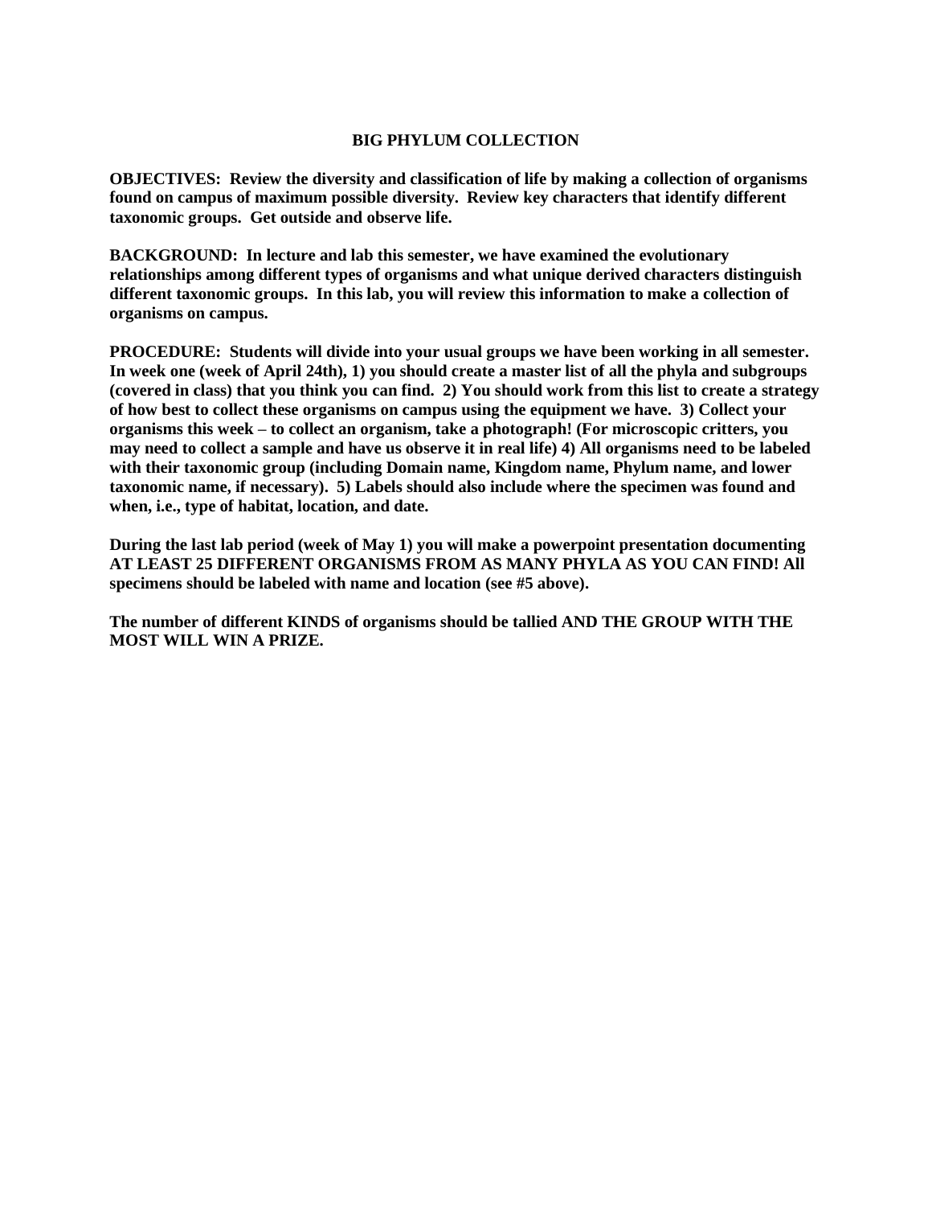# BIG PHYLUM COLLECTION

**OBJECTIVES: Review the diversity and classification of life by making a collection of organisms found on campus of maximum possible diversity. Review key characters that identify different taxonomic groups. Get outside and observe life.**

**BACKGROUND: In lecture and lab this semester, we have examined the evolutionary relationships among different types of organisms and what unique derived characters distinguish different taxonomic groups. In this lab, you will review this information to make a collection of organisms on campus.**

**PROCEDURE: Students will divide into your usual groups we have been working in all semester. In week one (week of April 24th), 1) you should create a master list of all the phyla and subgroups (covered in class) that you think you can find. 2) You should work from this list to create a strategy of how best to collect these organisms on campus using the equipment we have. 3) Collect your organisms this week – to collect an organism, take a photograph! (For microscopic critters, you may need to collect a sample and have us observe it in real life) 4) All organisms need to be labeled with their taxonomic group (including Domain name, Kingdom name, Phylum name, and lower taxonomic name, if necessary). 5) Labels should also include where the specimen was found and when, i.e., type of habitat, location, and date.**

**During the last lab period (week of May 1) you will make a powerpoint presentation documenting AT LEAST 25 DIFFERENT ORGANISMS FROM AS MANY PHYLA AS YOU CAN FIND! All specimens should be labeled with name and location (see #5 above).**

**The number of different KINDS of organisms should be tallied AND THE GROUP WITH THE MOST WILL WIN A PRIZE.**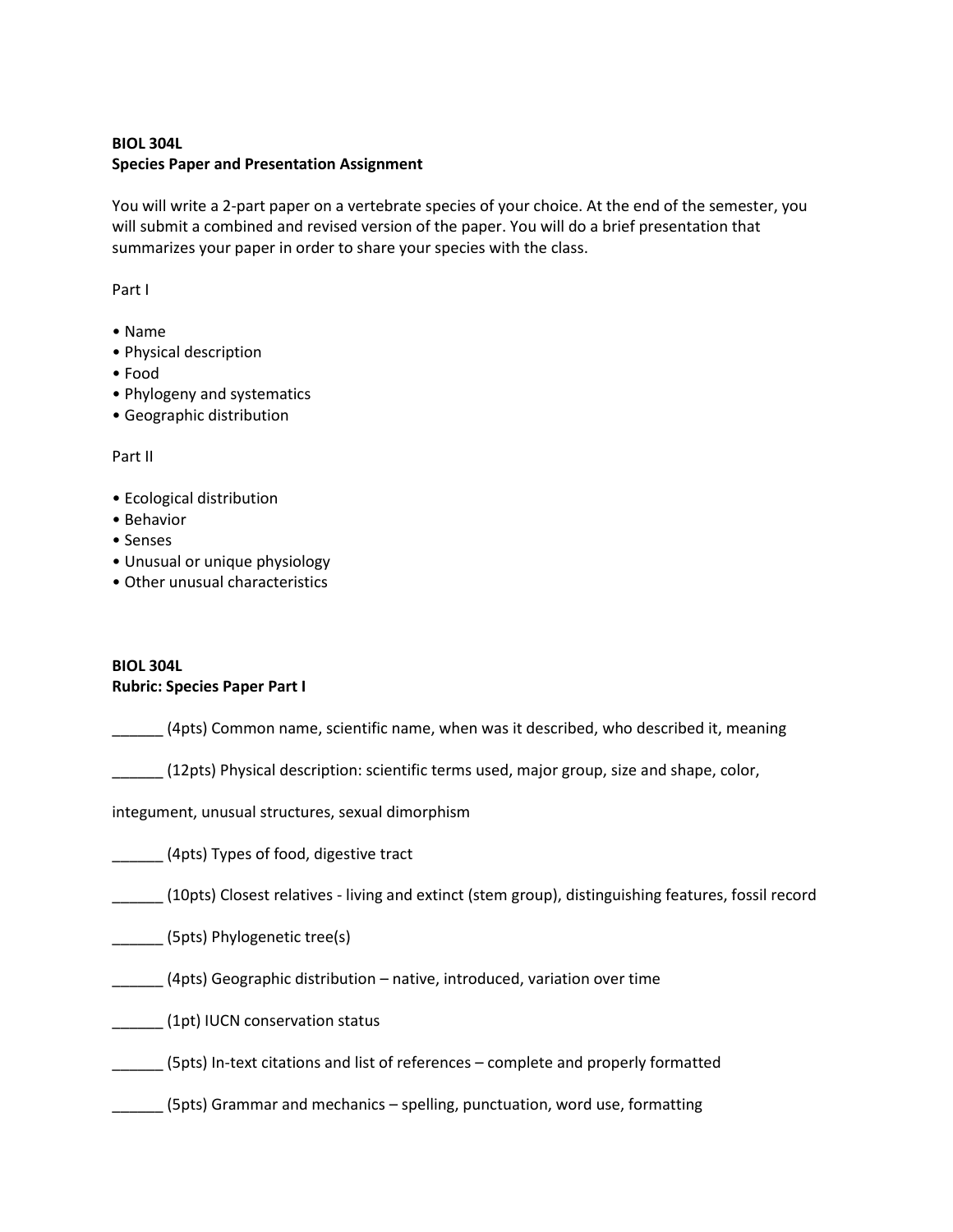**BIOL 304L**
**Species Paper and Presentation Assignment**

You will write a 2-part paper on a vertebrate species of your choice. At the end of the semester, you will submit a combined and revised version of the paper. You will do a brief presentation that summarizes your paper in order to share your species with the class.

Part I

- Name
- Physical description
- Food
- Phylogeny and systematics
- Geographic distribution

Part II

- Ecological distribution
- Behavior
- Senses
- Unusual or unique physiology
- Other unusual characteristics

**BIOL 304L**
**Rubric: Species Paper Part I**

______ (4pts) Common name, scientific name, when was it described, who described it, meaning

______ (12pts) Physical description: scientific terms used, major group, size and shape, color, integument, unusual structures, sexual dimorphism

______ (4pts) Types of food, digestive tract

______ (10pts) Closest relatives - living and extinct (stem group), distinguishing features, fossil record

______ (5pts) Phylogenetic tree(s)

______ (4pts) Geographic distribution – native, introduced, variation over time

______ (1pt) IUCN conservation status

______ (5pts) In-text citations and list of references – complete and properly formatted

______ (5pts) Grammar and mechanics – spelling, punctuation, word use, formatting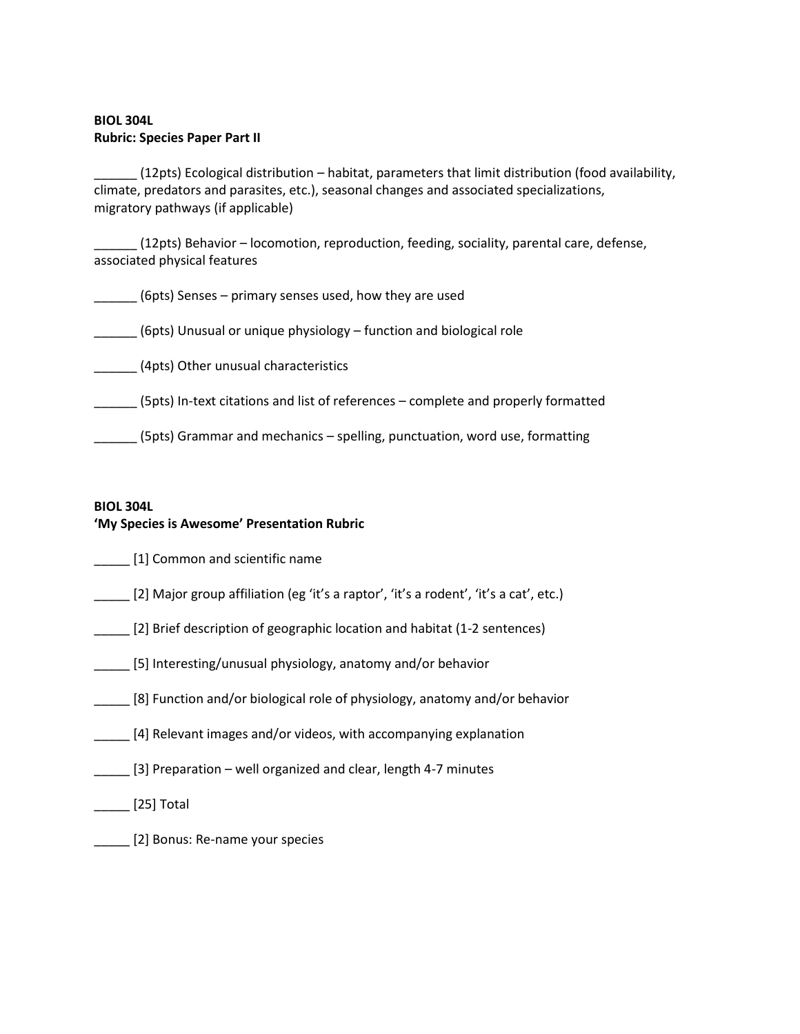**BIOL 304L**
**Rubric: Species Paper Part II**

______ (12pts) Ecological distribution – habitat, parameters that limit distribution (food availability, climate, predators and parasites, etc.), seasonal changes and associated specializations, migratory pathways (if applicable)

______ (12pts) Behavior – locomotion, reproduction, feeding, sociality, parental care, defense, associated physical features

______ (6pts) Senses – primary senses used, how they are used

______ (6pts) Unusual or unique physiology – function and biological role

______ (4pts) Other unusual characteristics

______ (5pts) In-text citations and list of references – complete and properly formatted

______ (5pts) Grammar and mechanics – spelling, punctuation, word use, formatting

**BIOL 304L**
**'My Species is Awesome' Presentation Rubric**

_____ [1] Common and scientific name

_____ [2] Major group affiliation (eg 'it's a raptor', 'it's a rodent', 'it's a cat', etc.)

_____ [2] Brief description of geographic location and habitat (1-2 sentences)

_____ [5] Interesting/unusual physiology, anatomy and/or behavior

_____ [8] Function and/or biological role of physiology, anatomy and/or behavior

_____ [4] Relevant images and/or videos, with accompanying explanation

_____ [3] Preparation – well organized and clear, length 4-7 minutes

_____ [25] Total

_____ [2] Bonus: Re-name your species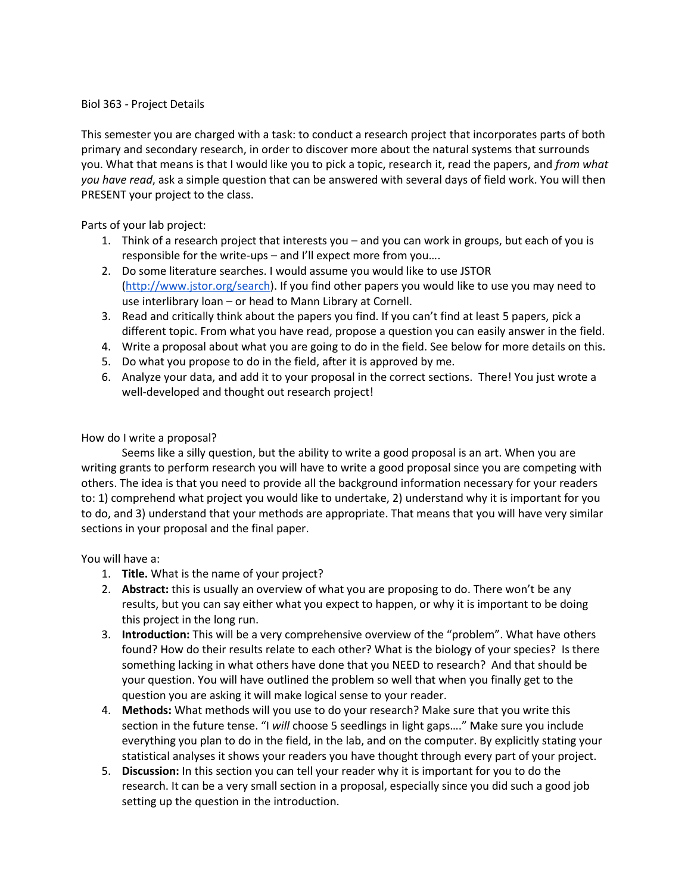Biol 363 - Project Details

This semester you are charged with a task: to conduct a research project that incorporates parts of both primary and secondary research, in order to discover more about the natural systems that surrounds you. What that means is that I would like you to pick a topic, research it, read the papers, and *from what you have read*, ask a simple question that can be answered with several days of field work. You will then PRESENT your project to the class.

Parts of your lab project:

1. Think of a research project that interests you – and you can work in groups, but each of you is responsible for the write-ups – and I'll expect more from you….
2. Do some literature searches. I would assume you would like to use JSTOR (http://www.jstor.org/search). If you find other papers you would like to use you may need to use interlibrary loan – or head to Mann Library at Cornell.
3. Read and critically think about the papers you find. If you can't find at least 5 papers, pick a different topic. From what you have read, propose a question you can easily answer in the field.
4. Write a proposal about what you are going to do in the field. See below for more details on this.
5. Do what you propose to do in the field, after it is approved by me.
6. Analyze your data, and add it to your proposal in the correct sections. There! You just wrote a well-developed and thought out research project!

How do I write a proposal?

Seems like a silly question, but the ability to write a good proposal is an art. When you are writing grants to perform research you will have to write a good proposal since you are competing with others. The idea is that you need to provide all the background information necessary for your readers to: 1) comprehend what project you would like to undertake, 2) understand why it is important for you to do, and 3) understand that your methods are appropriate. That means that you will have very similar sections in your proposal and the final paper.

You will have a:

1. **Title.** What is the name of your project?
2. **Abstract:** this is usually an overview of what you are proposing to do. There won't be any results, but you can say either what you expect to happen, or why it is important to be doing this project in the long run.
3. **Introduction:** This will be a very comprehensive overview of the "problem". What have others found? How do their results relate to each other? What is the biology of your species? Is there something lacking in what others have done that you NEED to research? And that should be your question. You will have outlined the problem so well that when you finally get to the question you are asking it will make logical sense to your reader.
4. **Methods:** What methods will you use to do your research? Make sure that you write this section in the future tense. "I *will* choose 5 seedlings in light gaps…." Make sure you include everything you plan to do in the field, in the lab, and on the computer. By explicitly stating your statistical analyses it shows your readers you have thought through every part of your project.
5. **Discussion:** In this section you can tell your reader why it is important for you to do the research. It can be a very small section in a proposal, especially since you did such a good job setting up the question in the introduction.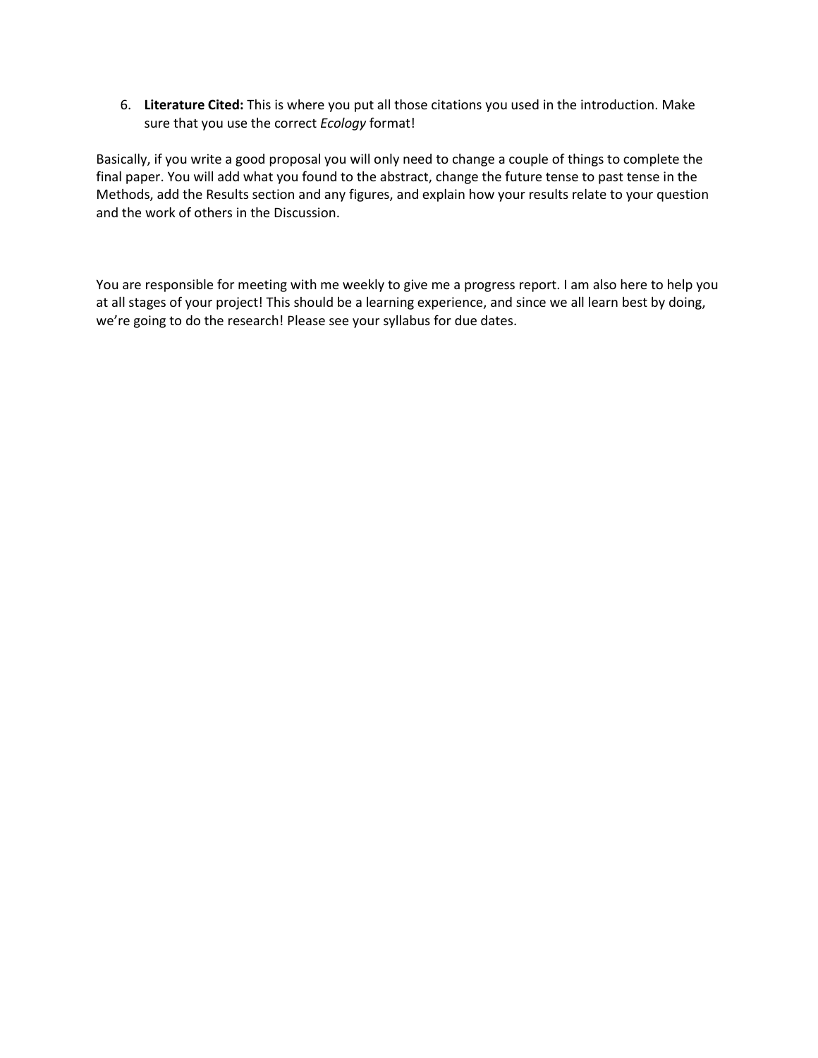6. **Literature Cited:** This is where you put all those citations you used in the introduction. Make sure that you use the correct *Ecology* format!

Basically, if you write a good proposal you will only need to change a couple of things to complete the final paper. You will add what you found to the abstract, change the future tense to past tense in the Methods, add the Results section and any figures, and explain how your results relate to your question and the work of others in the Discussion.

You are responsible for meeting with me weekly to give me a progress report. I am also here to help you at all stages of your project! This should be a learning experience, and since we all learn best by doing, we're going to do the research! Please see your syllabus for due dates.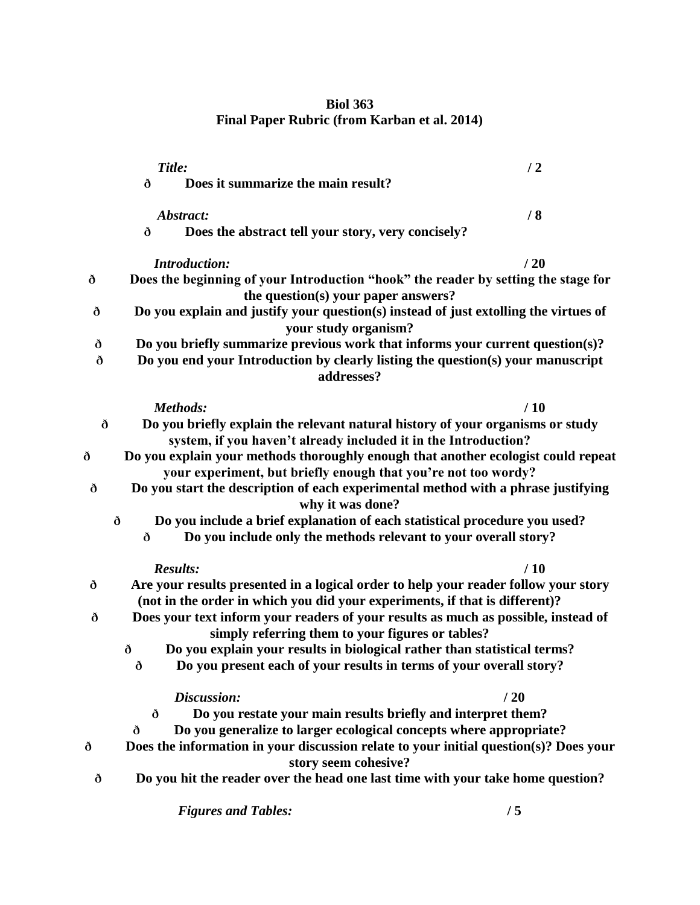**Biol 363**
**Final Paper Rubric (from Karban et al. 2014)**

***Title:*** **/ 2**

- **Does it summarize the main result?**

***Abstract:*** **/ 8**

- **Does the abstract tell your story, very concisely?**

***Introduction:*** **/ 20**

- **Does the beginning of your Introduction "hook" the reader by setting the stage for the question(s) your paper answers?**
- **Do you explain and justify your question(s) instead of just extolling the virtues of your study organism?**
- **Do you briefly summarize previous work that informs your current question(s)?**
- **Do you end your Introduction by clearly listing the question(s) your manuscript addresses?**

***Methods:*** **/ 10**

- **Do you briefly explain the relevant natural history of your organisms or study system, if you haven't already included it in the Introduction?**
- **Do you explain your methods thoroughly enough that another ecologist could repeat your experiment, but briefly enough that you're not too wordy?**
- **Do you start the description of each experimental method with a phrase justifying why it was done?**
- **Do you include a brief explanation of each statistical procedure you used?**
- **Do you include only the methods relevant to your overall story?**

***Results:*** **/ 10**

- **Are your results presented in a logical order to help your reader follow your story (not in the order in which you did your experiments, if that is different)?**
- **Does your text inform your readers of your results as much as possible, instead of simply referring them to your figures or tables?**
- **Do you explain your results in biological rather than statistical terms?**
- **Do you present each of your results in terms of your overall story?**

***Discussion:*** **/ 20**

- **Do you restate your main results briefly and interpret them?**
- **Do you generalize to larger ecological concepts where appropriate?**
- **Does the information in your discussion relate to your initial question(s)? Does your story seem cohesive?**
- **Do you hit the reader over the head one last time with your take home question?**

***Figures and Tables:*** **/ 5**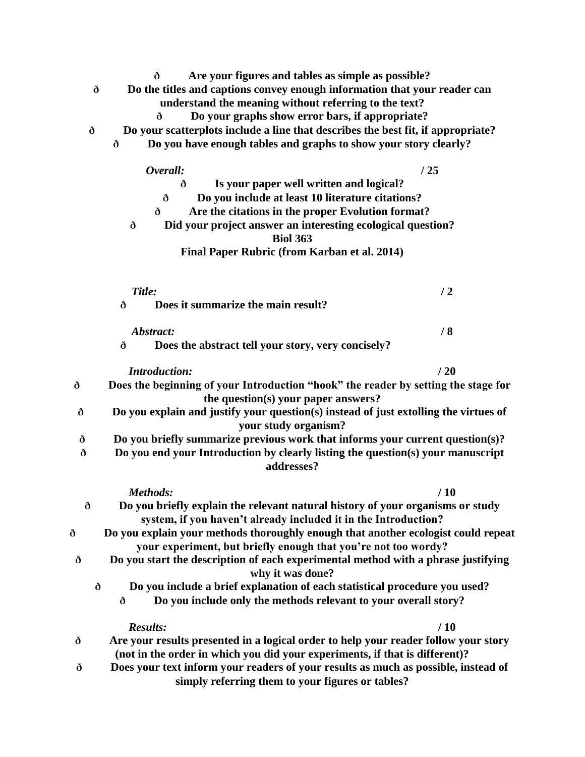- Are your figures and tables as simple as possible?
- Do the titles and captions convey enough information that your reader can understand the meaning without referring to the text?
- Do your graphs show error bars, if appropriate?
- Do your scatterplots include a line that describes the best fit, if appropriate?
- Do you have enough tables and graphs to show your story clearly?

***Overall:*** **/ 25**

- Is your paper well written and logical?
- Do you include at least 10 literature citations?
- Are the citations in the proper Evolution format?
- Did your project answer an interesting ecological question?

**Biol 363**

**Final Paper Rubric (from Karban et al. 2014)**

***Title:*** **/ 2**

- Does it summarize the main result?

***Abstract:*** **/ 8**

- Does the abstract tell your story, very concisely?

***Introduction:*** **/ 20**

- Does the beginning of your Introduction "hook" the reader by setting the stage for the question(s) your paper answers?
- Do you explain and justify your question(s) instead of just extolling the virtues of your study organism?
- Do you briefly summarize previous work that informs your current question(s)?
- Do you end your Introduction by clearly listing the question(s) your manuscript addresses?

***Methods:*** **/ 10**

- Do you briefly explain the relevant natural history of your organisms or study system, if you haven't already included it in the Introduction?
- Do you explain your methods thoroughly enough that another ecologist could repeat your experiment, but briefly enough that you're not too wordy?
- Do you start the description of each experimental method with a phrase justifying why it was done?
- Do you include a brief explanation of each statistical procedure you used?
- Do you include only the methods relevant to your overall story?

***Results:*** **/ 10**

- Are your results presented in a logical order to help your reader follow your story (not in the order in which you did your experiments, if that is different)?
- Does your text inform your readers of your results as much as possible, instead of simply referring them to your figures or tables?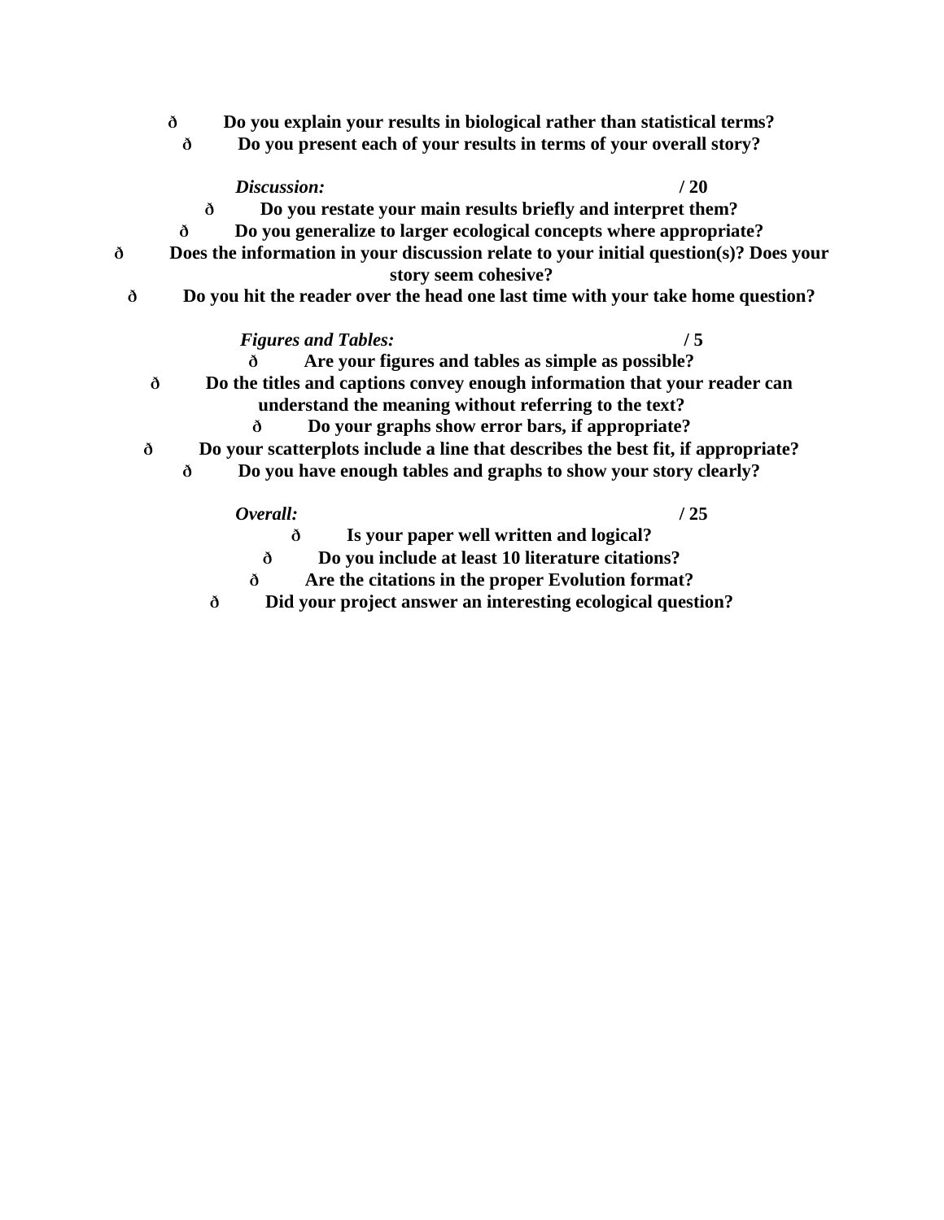- **Do you explain your results in biological rather than statistical terms?**
- **Do you present each of your results in terms of your overall story?**

***Discussion:*** **/ 20**

- **Do you restate your main results briefly and interpret them?**
- **Do you generalize to larger ecological concepts where appropriate?**
- **Does the information in your discussion relate to your initial question(s)? Does your story seem cohesive?**
- **Do you hit the reader over the head one last time with your take home question?**

***Figures and Tables:*** **/ 5**

- **Are your figures and tables as simple as possible?**
- **Do the titles and captions convey enough information that your reader can understand the meaning without referring to the text?**
- **Do your graphs show error bars, if appropriate?**
- **Do your scatterplots include a line that describes the best fit, if appropriate?**
- **Do you have enough tables and graphs to show your story clearly?**

***Overall:*** **/ 25**

- **Is your paper well written and logical?**
- **Do you include at least 10 literature citations?**
- **Are the citations in the proper Evolution format?**
- **Did your project answer an interesting ecological question?**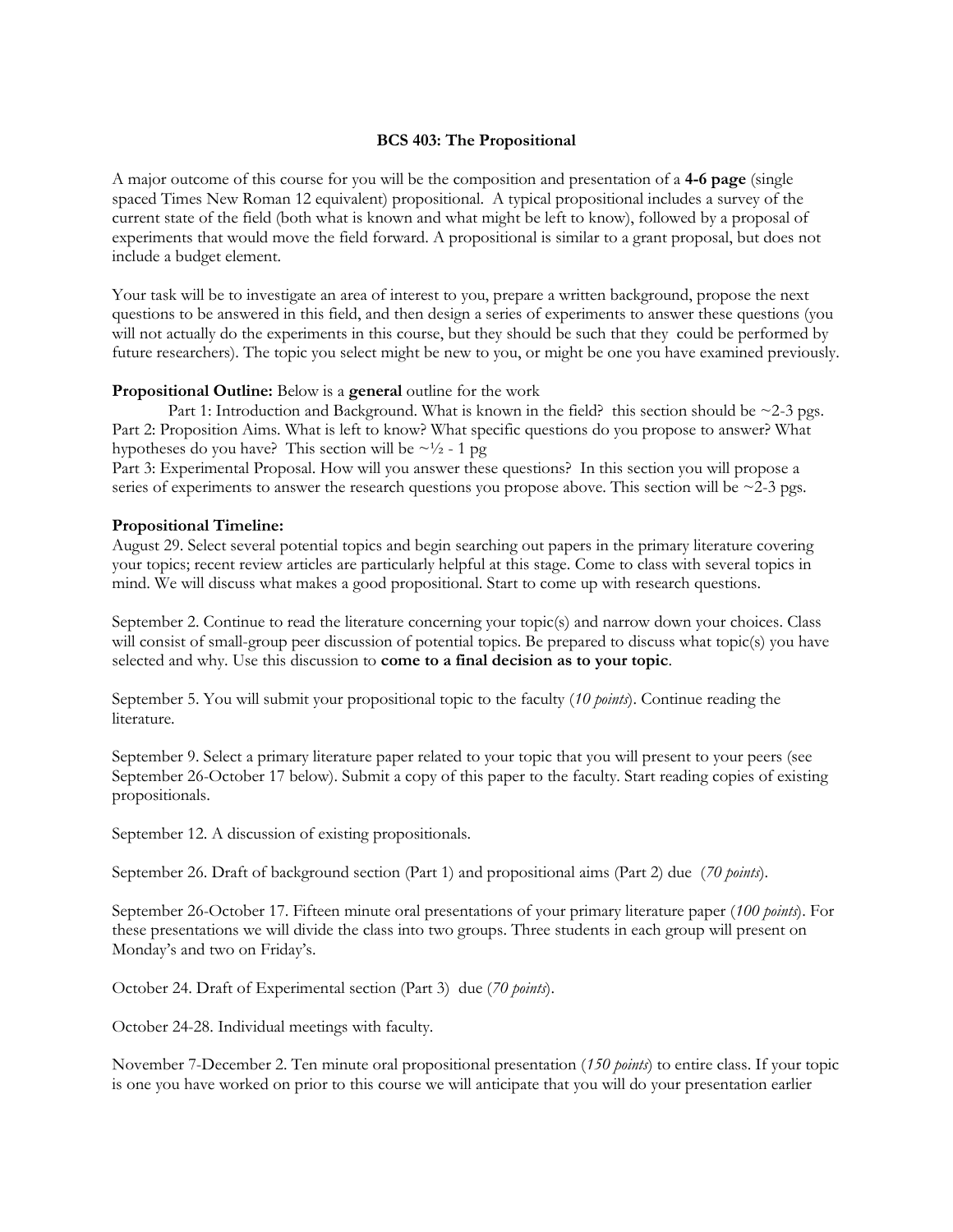**BCS 403: The Propositional**

A major outcome of this course for you will be the composition and presentation of a **4-6 page** (single spaced Times New Roman 12 equivalent) propositional. A typical propositional includes a survey of the current state of the field (both what is known and what might be left to know), followed by a proposal of experiments that would move the field forward. A propositional is similar to a grant proposal, but does not include a budget element.

Your task will be to investigate an area of interest to you, prepare a written background, propose the next questions to be answered in this field, and then design a series of experiments to answer these questions (you will not actually do the experiments in this course, but they should be such that they could be performed by future researchers). The topic you select might be new to you, or might be one you have examined previously.

**Propositional Outline:** Below is a **general** outline for the work

Part 1: Introduction and Background. What is known in the field? this section should be ~2-3 pgs.
Part 2: Proposition Aims. What is left to know? What specific questions do you propose to answer? What hypotheses do you have? This section will be ~½ - 1 pg
Part 3: Experimental Proposal. How will you answer these questions? In this section you will propose a series of experiments to answer the research questions you propose above. This section will be ~2-3 pgs.

**Propositional Timeline:**

August 29. Select several potential topics and begin searching out papers in the primary literature covering your topics; recent review articles are particularly helpful at this stage. Come to class with several topics in mind. We will discuss what makes a good propositional. Start to come up with research questions.

September 2. Continue to read the literature concerning your topic(s) and narrow down your choices. Class will consist of small-group peer discussion of potential topics. Be prepared to discuss what topic(s) you have selected and why. Use this discussion to **come to a final decision as to your topic**.

September 5. You will submit your propositional topic to the faculty (*10 points*). Continue reading the literature.

September 9. Select a primary literature paper related to your topic that you will present to your peers (see September 26-October 17 below). Submit a copy of this paper to the faculty. Start reading copies of existing propositionals.

September 12. A discussion of existing propositionals.

September 26. Draft of background section (Part 1) and propositional aims (Part 2) due (*70 points*).

September 26-October 17. Fifteen minute oral presentations of your primary literature paper (*100 points*). For these presentations we will divide the class into two groups. Three students in each group will present on Monday's and two on Friday's.

October 24. Draft of Experimental section (Part 3) due (*70 points*).

October 24-28. Individual meetings with faculty.

November 7-December 2. Ten minute oral propositional presentation (*150 points*) to entire class. If your topic is one you have worked on prior to this course we will anticipate that you will do your presentation earlier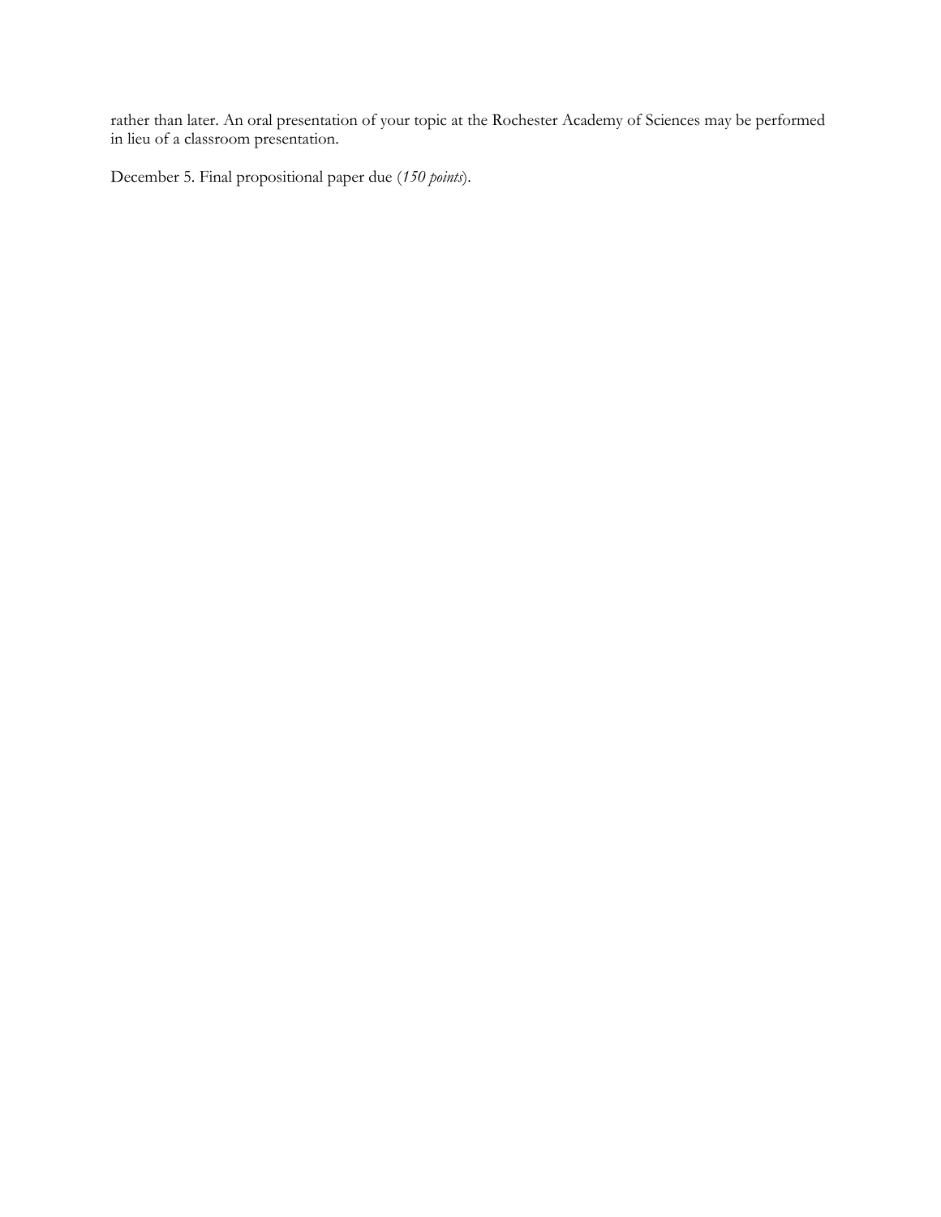rather than later. An oral presentation of your topic at the Rochester Academy of Sciences may be performed in lieu of a classroom presentation.

December 5. Final propositional paper due (*150 points*).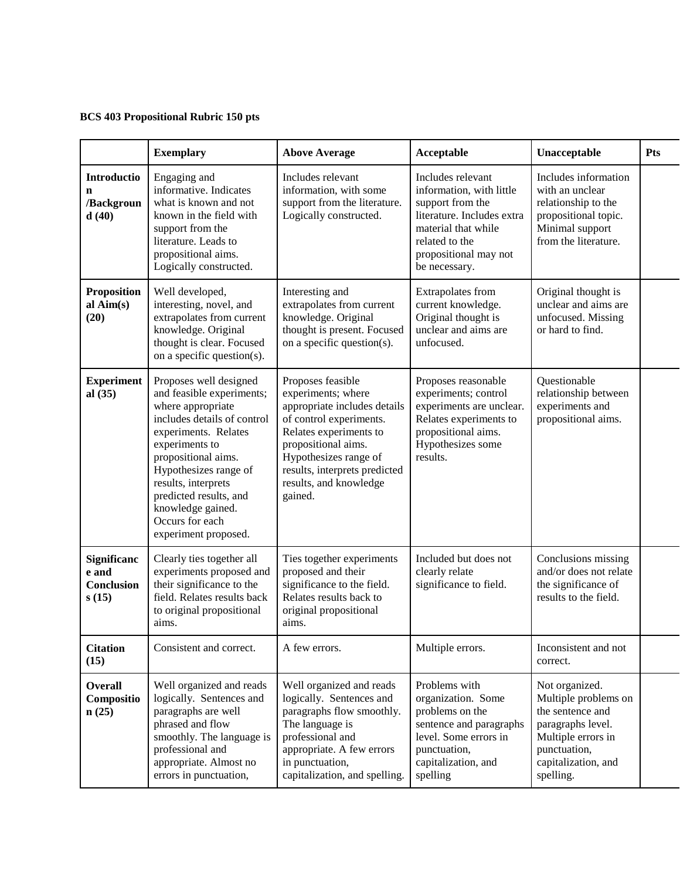**BCS 403 Propositional Rubric 150 pts**

| | Exemplary | Above Average | Acceptable | Unacceptable | Pts |
|---|---|---|---|---|---|
| **Introduction /Background (40)** | Engaging and informative. Indicates what is known and not known in the field with support from the literature. Leads to propositional aims. Logically constructed. | Includes relevant information, with some support from the literature. Logically constructed. | Includes relevant information, with little support from the literature. Includes extra material that while related to the propositional may not be necessary. | Includes information with an unclear relationship to the propositional topic. Minimal support from the literature. | |
| **Propositional Aim(s) (20)** | Well developed, interesting, novel, and extrapolates from current knowledge. Original thought is clear. Focused on a specific question(s). | Interesting and extrapolates from current knowledge. Original thought is present. Focused on a specific question(s). | Extrapolates from current knowledge. Original thought is unclear and aims are unfocused. | Original thought is unclear and aims are unfocused. Missing or hard to find. | |
| **Experimental (35)** | Proposes well designed and feasible experiments; where appropriate includes details of control experiments. Relates experiments to propositional aims. Hypothesizes range of results, interprets predicted results, and knowledge gained. Occurs for each experiment proposed. | Proposes feasible experiments; where appropriate includes details of control experiments. Relates experiments to propositional aims. Hypothesizes range of results, interprets predicted results, and knowledge gained. | Proposes reasonable experiments; control experiments are unclear. Relates experiments to propositional aims. Hypothesizes some results. | Questionable relationship between experiments and propositional aims. | |
| **Significance and Conclusions (15)** | Clearly ties together all experiments proposed and their significance to the field. Relates results back to original propositional aims. | Ties together experiments proposed and their significance to the field. Relates results back to original propositional aims. | Included but does not clearly relate significance to field. | Conclusions missing and/or does not relate the significance of results to the field. | |
| **Citation (15)** | Consistent and correct. | A few errors. | Multiple errors. | Inconsistent and not correct. | |
| **Overall Composition (25)** | Well organized and reads logically. Sentences and paragraphs are well phrased and flow smoothly. The language is professional and appropriate. Almost no errors in punctuation, | Well organized and reads logically. Sentences and paragraphs flow smoothly. The language is professional and appropriate. A few errors in punctuation, capitalization, and spelling. | Problems with organization. Some problems on the sentence and paragraphs level. Some errors in punctuation, capitalization, and spelling | Not organized. Multiple problems on the sentence and paragraphs level. Multiple errors in punctuation, capitalization, and spelling. | |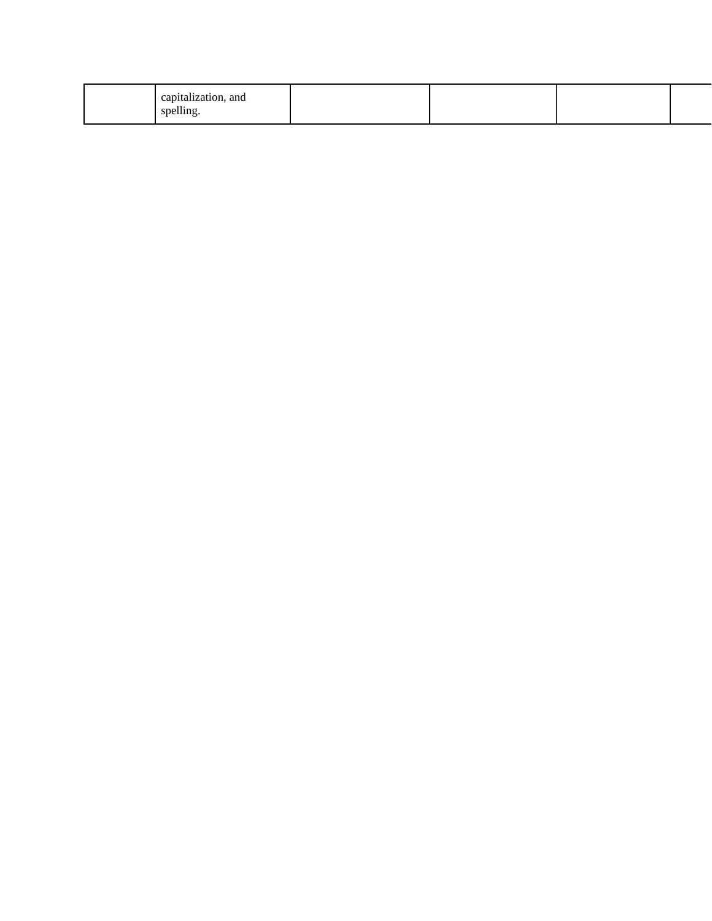| | | | | | |
|---|---|---|---|---|---|
| | capitalization, and spelling. | | | | |